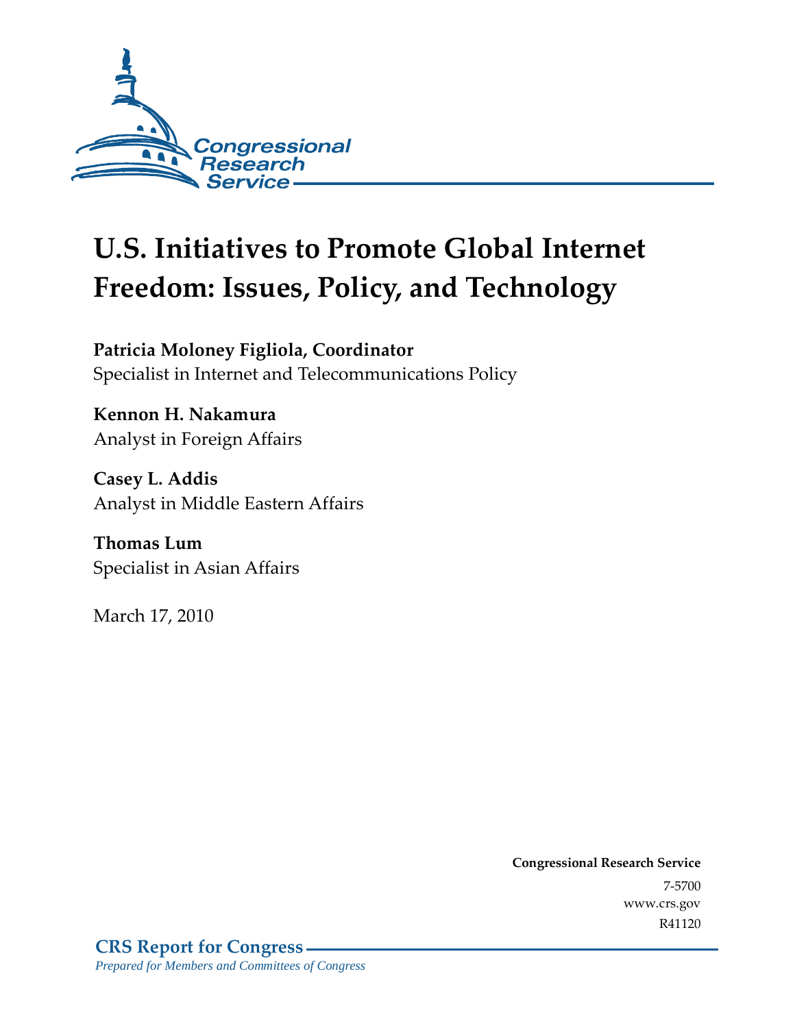Congressional Research Service

# U.S. Initiatives to Promote Global Internet Freedom: Issues, Policy, and Technology

**Patricia Moloney Figliola, Coordinator**
Specialist in Internet and Telecommunications Policy

**Kennon H. Nakamura**
Analyst in Foreign Affairs

**Casey L. Addis**
Analyst in Middle Eastern Affairs

**Thomas Lum**
Specialist in Asian Affairs

March 17, 2010

**Congressional Research Service**
7-5700
www.crs.gov
R41120

**CRS Report for Congress**
*Prepared for Members and Committees of Congress*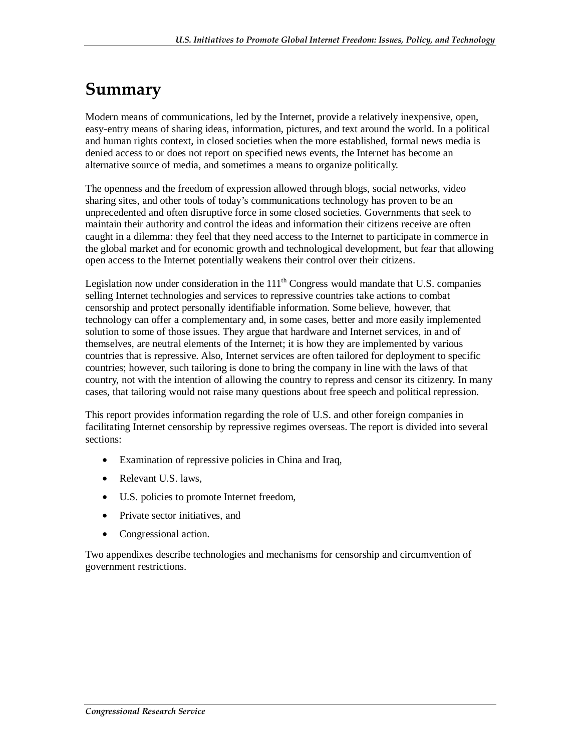# Summary

Modern means of communications, led by the Internet, provide a relatively inexpensive, open, easy-entry means of sharing ideas, information, pictures, and text around the world. In a political and human rights context, in closed societies when the more established, formal news media is denied access to or does not report on specified news events, the Internet has become an alternative source of media, and sometimes a means to organize politically.

The openness and the freedom of expression allowed through blogs, social networks, video sharing sites, and other tools of today's communications technology has proven to be an unprecedented and often disruptive force in some closed societies. Governments that seek to maintain their authority and control the ideas and information their citizens receive are often caught in a dilemma: they feel that they need access to the Internet to participate in commerce in the global market and for economic growth and technological development, but fear that allowing open access to the Internet potentially weakens their control over their citizens.

Legislation now under consideration in the 111th Congress would mandate that U.S. companies selling Internet technologies and services to repressive countries take actions to combat censorship and protect personally identifiable information. Some believe, however, that technology can offer a complementary and, in some cases, better and more easily implemented solution to some of those issues. They argue that hardware and Internet services, in and of themselves, are neutral elements of the Internet; it is how they are implemented by various countries that is repressive. Also, Internet services are often tailored for deployment to specific countries; however, such tailoring is done to bring the company in line with the laws of that country, not with the intention of allowing the country to repress and censor its citizenry. In many cases, that tailoring would not raise many questions about free speech and political repression.

This report provides information regarding the role of U.S. and other foreign companies in facilitating Internet censorship by repressive regimes overseas. The report is divided into several sections:

- Examination of repressive policies in China and Iraq,
- Relevant U.S. laws,
- U.S. policies to promote Internet freedom,
- Private sector initiatives, and
- Congressional action.

Two appendixes describe technologies and mechanisms for censorship and circumvention of government restrictions.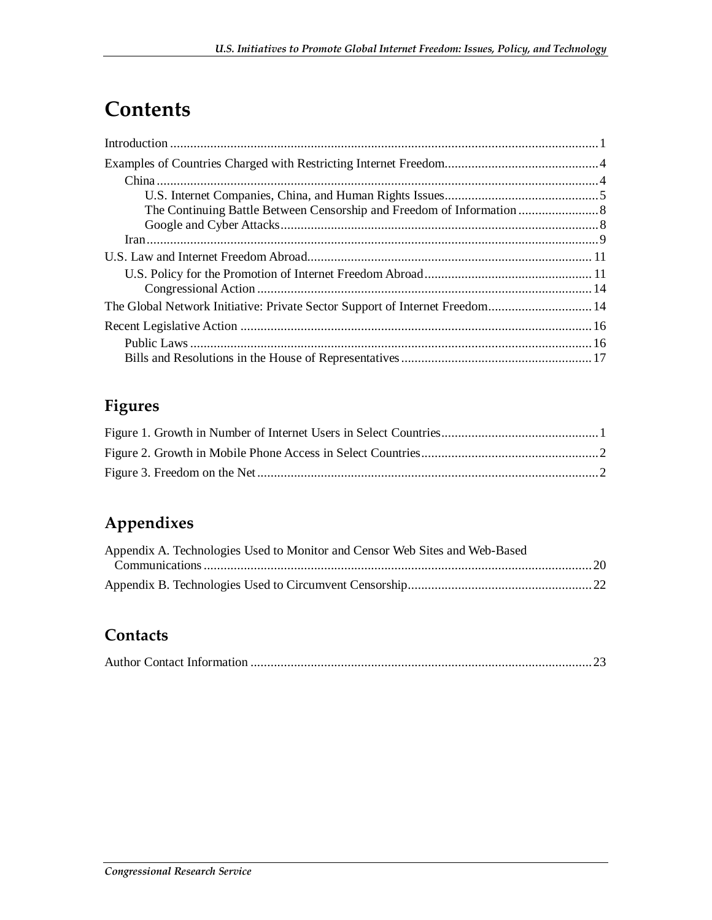# Contents

Introduction .......... 1

Examples of Countries Charged with Restricting Internet Freedom .......... 4

- China .......... 4
  - U.S. Internet Companies, China, and Human Rights Issues .......... 5
  - The Continuing Battle Between Censorship and Freedom of Information .......... 8
  - Google and Cyber Attacks .......... 8
- Iran .......... 9

U.S. Law and Internet Freedom Abroad .......... 11

- U.S. Policy for the Promotion of Internet Freedom Abroad .......... 11
  - Congressional Action .......... 14

The Global Network Initiative: Private Sector Support of Internet Freedom .......... 14

Recent Legislative Action .......... 16

- Public Laws .......... 16
- Bills and Resolutions in the House of Representatives .......... 17

## Figures

Figure 1. Growth in Number of Internet Users in Select Countries .......... 1

Figure 2. Growth in Mobile Phone Access in Select Countries .......... 2

Figure 3. Freedom on the Net .......... 2

## Appendixes

Appendix A. Technologies Used to Monitor and Censor Web Sites and Web-Based Communications .......... 20

Appendix B. Technologies Used to Circumvent Censorship .......... 22

## Contacts

Author Contact Information .......... 23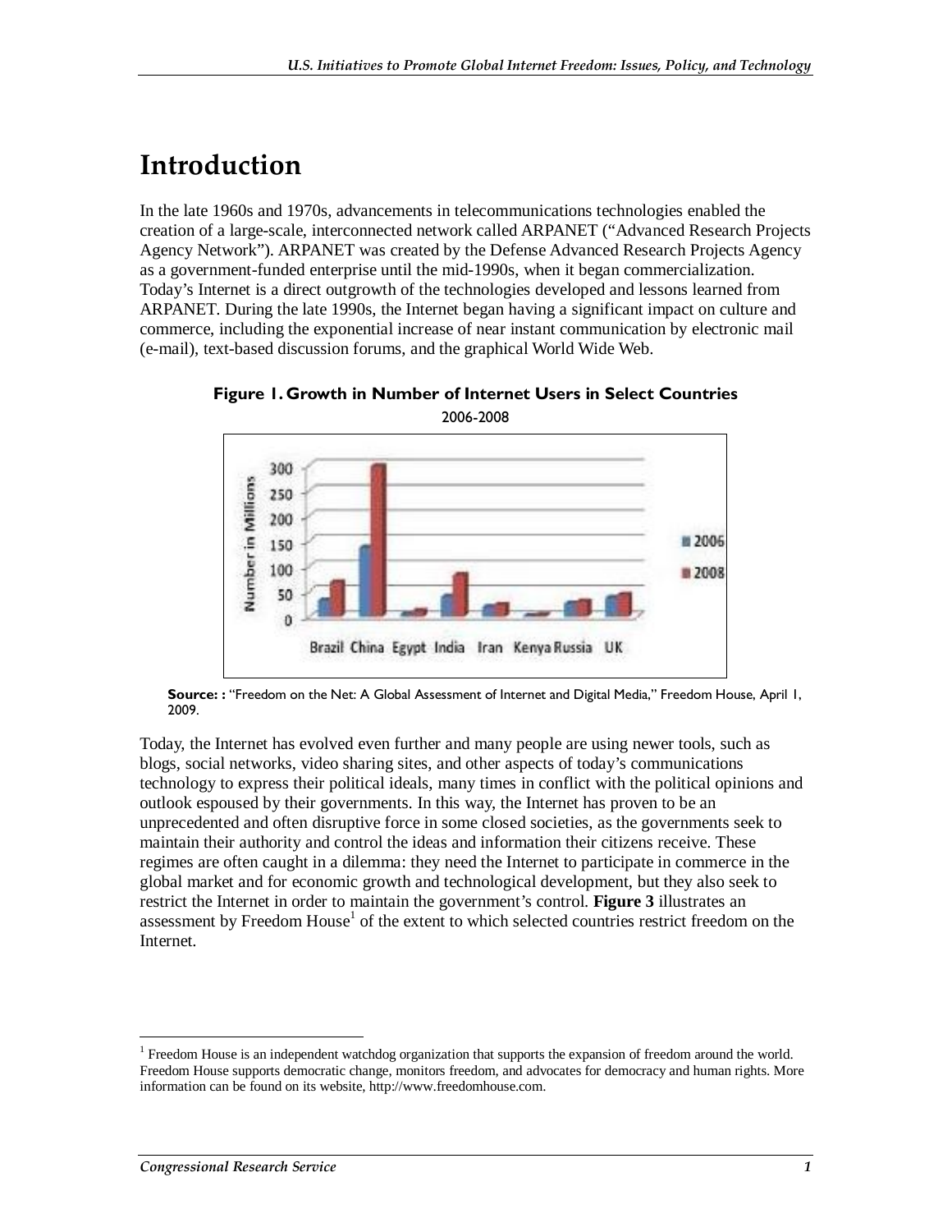# Introduction

In the late 1960s and 1970s, advancements in telecommunications technologies enabled the creation of a large-scale, interconnected network called ARPANET ("Advanced Research Projects Agency Network"). ARPANET was created by the Defense Advanced Research Projects Agency as a government-funded enterprise until the mid-1990s, when it began commercialization. Today's Internet is a direct outgrowth of the technologies developed and lessons learned from ARPANET. During the late 1990s, the Internet began having a significant impact on culture and commerce, including the exponential increase of near instant communication by electronic mail (e-mail), text-based discussion forums, and the graphical World Wide Web.

**Figure 1. Growth in Number of Internet Users in Select Countries**

2006-2008

**Source: :** "Freedom on the Net: A Global Assessment of Internet and Digital Media," Freedom House, April 1, 2009.

Today, the Internet has evolved even further and many people are using newer tools, such as blogs, social networks, video sharing sites, and other aspects of today's communications technology to express their political ideals, many times in conflict with the political opinions and outlook espoused by their governments. In this way, the Internet has proven to be an unprecedented and often disruptive force in some closed societies, as the governments seek to maintain their authority and control the ideas and information their citizens receive. These regimes are often caught in a dilemma: they need the Internet to participate in commerce in the global market and for economic growth and technological development, but they also seek to restrict the Internet in order to maintain the government's control. **Figure 3** illustrates an assessment by Freedom House[1] of the extent to which selected countries restrict freedom on the Internet.

[1] Freedom House is an independent watchdog organization that supports the expansion of freedom around the world. Freedom House supports democratic change, monitors freedom, and advocates for democracy and human rights. More information can be found on its website, http://www.freedomhouse.com.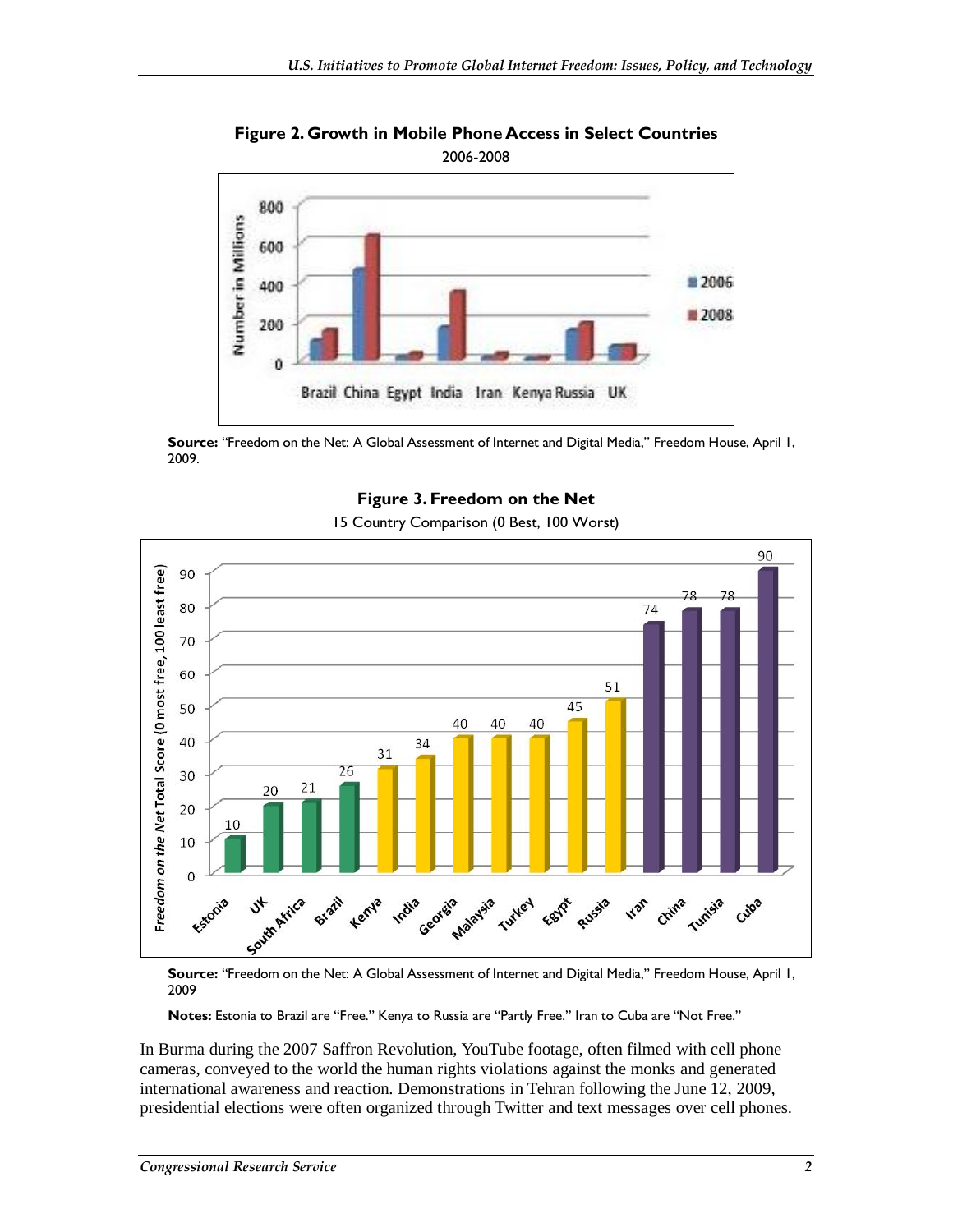**Figure 2. Growth in Mobile Phone Access in Select Countries**

2006-2008

**Source:** "Freedom on the Net: A Global Assessment of Internet and Digital Media," Freedom House, April 1, 2009.

**Figure 3. Freedom on the Net**

15 Country Comparison (0 Best, 100 Worst)

**Source:** "Freedom on the Net: A Global Assessment of Internet and Digital Media," Freedom House, April 1, 2009

**Notes:** Estonia to Brazil are "Free." Kenya to Russia are "Partly Free." Iran to Cuba are "Not Free."

In Burma during the 2007 Saffron Revolution, YouTube footage, often filmed with cell phone cameras, conveyed to the world the human rights violations against the monks and generated international awareness and reaction. Demonstrations in Tehran following the June 12, 2009, presidential elections were often organized through Twitter and text messages over cell phones.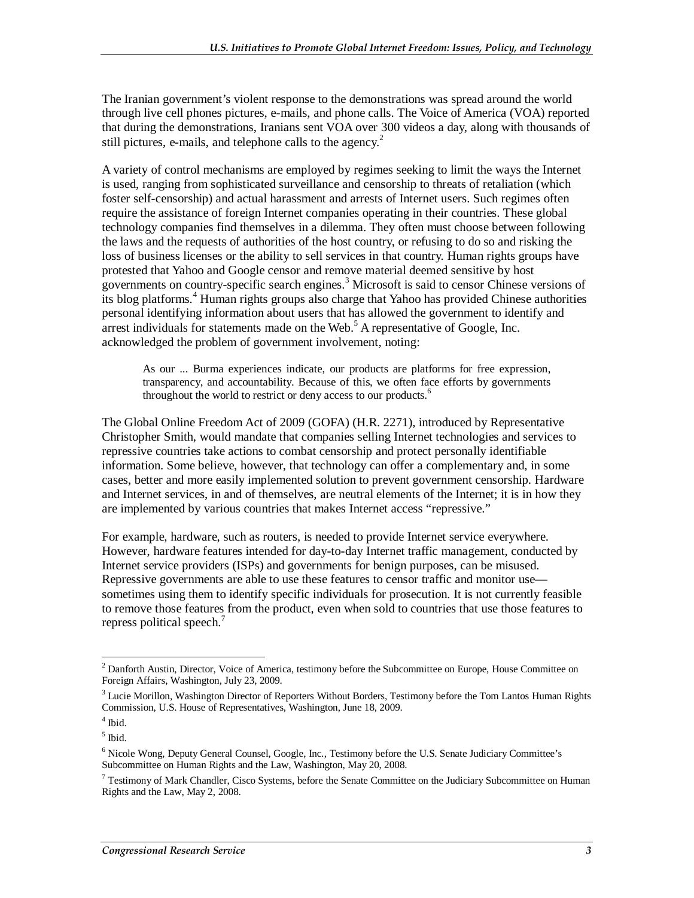The Iranian government's violent response to the demonstrations was spread around the world through live cell phones pictures, e-mails, and phone calls. The Voice of America (VOA) reported that during the demonstrations, Iranians sent VOA over 300 videos a day, along with thousands of still pictures, e-mails, and telephone calls to the agency.[2]

A variety of control mechanisms are employed by regimes seeking to limit the ways the Internet is used, ranging from sophisticated surveillance and censorship to threats of retaliation (which foster self-censorship) and actual harassment and arrests of Internet users. Such regimes often require the assistance of foreign Internet companies operating in their countries. These global technology companies find themselves in a dilemma. They often must choose between following the laws and the requests of authorities of the host country, or refusing to do so and risking the loss of business licenses or the ability to sell services in that country. Human rights groups have protested that Yahoo and Google censor and remove material deemed sensitive by host governments on country-specific search engines.[3] Microsoft is said to censor Chinese versions of its blog platforms.[4] Human rights groups also charge that Yahoo has provided Chinese authorities personal identifying information about users that has allowed the government to identify and arrest individuals for statements made on the Web.[5] A representative of Google, Inc. acknowledged the problem of government involvement, noting:

> As our ... Burma experiences indicate, our products are platforms for free expression, transparency, and accountability. Because of this, we often face efforts by governments throughout the world to restrict or deny access to our products.[6]

The Global Online Freedom Act of 2009 (GOFA) (H.R. 2271), introduced by Representative Christopher Smith, would mandate that companies selling Internet technologies and services to repressive countries take actions to combat censorship and protect personally identifiable information. Some believe, however, that technology can offer a complementary and, in some cases, better and more easily implemented solution to prevent government censorship. Hardware and Internet services, in and of themselves, are neutral elements of the Internet; it is in how they are implemented by various countries that makes Internet access "repressive."

For example, hardware, such as routers, is needed to provide Internet service everywhere. However, hardware features intended for day-to-day Internet traffic management, conducted by Internet service providers (ISPs) and governments for benign purposes, can be misused. Repressive governments are able to use these features to censor traffic and monitor use—sometimes using them to identify specific individuals for prosecution. It is not currently feasible to remove those features from the product, even when sold to countries that use those features to repress political speech.[7]

---

[2] Danforth Austin, Director, Voice of America, testimony before the Subcommittee on Europe, House Committee on Foreign Affairs, Washington, July 23, 2009.

[3] Lucie Morillon, Washington Director of Reporters Without Borders, Testimony before the Tom Lantos Human Rights Commission, U.S. House of Representatives, Washington, June 18, 2009.

[4] Ibid.

[5] Ibid.

[6] Nicole Wong, Deputy General Counsel, Google, Inc., Testimony before the U.S. Senate Judiciary Committee's Subcommittee on Human Rights and the Law, Washington, May 20, 2008.

[7] Testimony of Mark Chandler, Cisco Systems, before the Senate Committee on the Judiciary Subcommittee on Human Rights and the Law, May 2, 2008.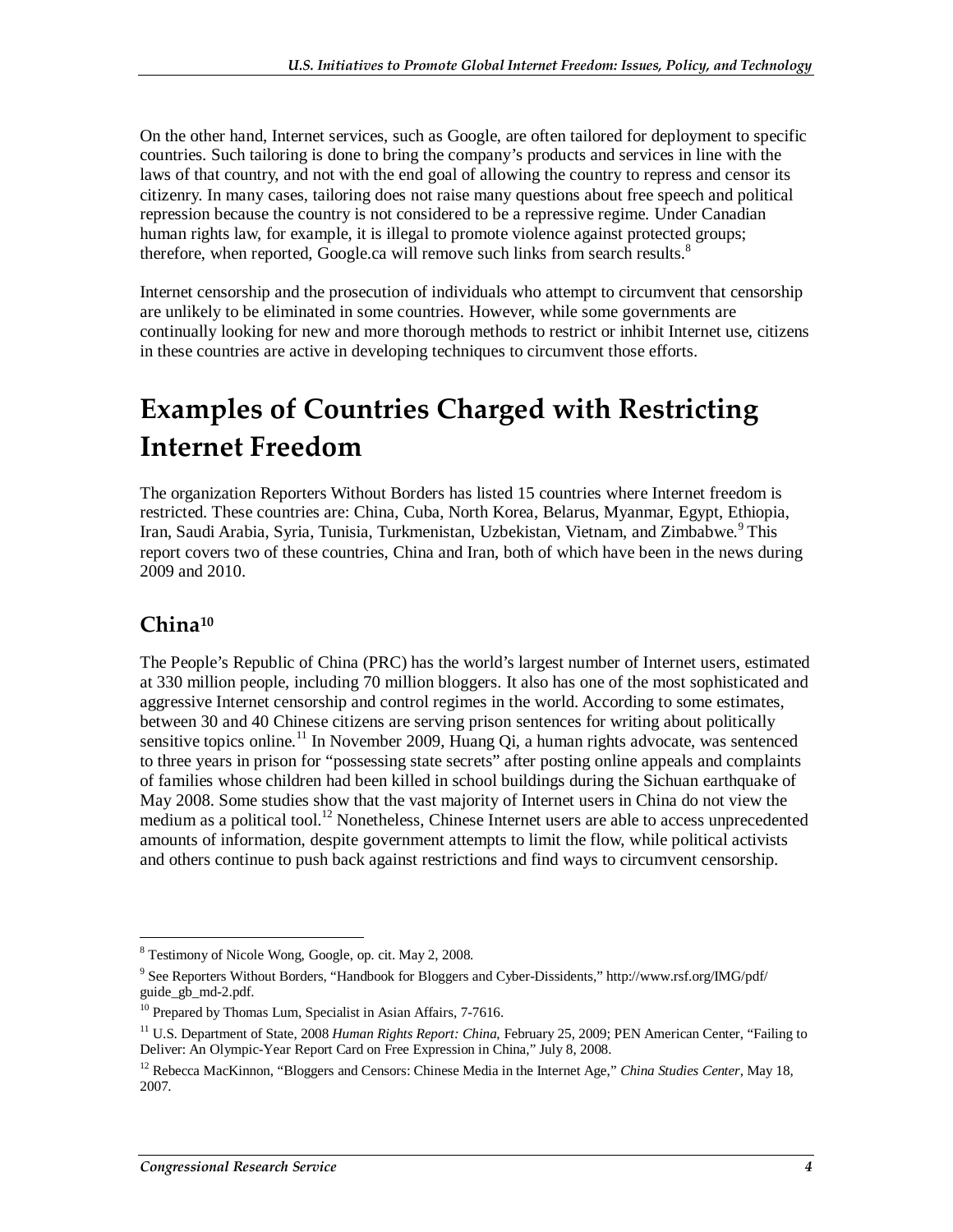On the other hand, Internet services, such as Google, are often tailored for deployment to specific countries. Such tailoring is done to bring the company's products and services in line with the laws of that country, and not with the end goal of allowing the country to repress and censor its citizenry. In many cases, tailoring does not raise many questions about free speech and political repression because the country is not considered to be a repressive regime. Under Canadian human rights law, for example, it is illegal to promote violence against protected groups; therefore, when reported, Google.ca will remove such links from search results.[8]

Internet censorship and the prosecution of individuals who attempt to circumvent that censorship are unlikely to be eliminated in some countries. However, while some governments are continually looking for new and more thorough methods to restrict or inhibit Internet use, citizens in these countries are active in developing techniques to circumvent those efforts.

# Examples of Countries Charged with Restricting Internet Freedom

The organization Reporters Without Borders has listed 15 countries where Internet freedom is restricted. These countries are: China, Cuba, North Korea, Belarus, Myanmar, Egypt, Ethiopia, Iran, Saudi Arabia, Syria, Tunisia, Turkmenistan, Uzbekistan, Vietnam, and Zimbabwe.[9] This report covers two of these countries, China and Iran, both of which have been in the news during 2009 and 2010.

## China[10]

The People's Republic of China (PRC) has the world's largest number of Internet users, estimated at 330 million people, including 70 million bloggers. It also has one of the most sophisticated and aggressive Internet censorship and control regimes in the world. According to some estimates, between 30 and 40 Chinese citizens are serving prison sentences for writing about politically sensitive topics online.[11] In November 2009, Huang Qi, a human rights advocate, was sentenced to three years in prison for "possessing state secrets" after posting online appeals and complaints of families whose children had been killed in school buildings during the Sichuan earthquake of May 2008. Some studies show that the vast majority of Internet users in China do not view the medium as a political tool.[12] Nonetheless, Chinese Internet users are able to access unprecedented amounts of information, despite government attempts to limit the flow, while political activists and others continue to push back against restrictions and find ways to circumvent censorship.

---

[8] Testimony of Nicole Wong, Google, op. cit. May 2, 2008.

[9] See Reporters Without Borders, "Handbook for Bloggers and Cyber-Dissidents," http://www.rsf.org/IMG/pdf/guide_gb_md-2.pdf.

[10] Prepared by Thomas Lum, Specialist in Asian Affairs, 7-7616.

[11] U.S. Department of State, 2008 *Human Rights Report: China*, February 25, 2009; PEN American Center, "Failing to Deliver: An Olympic-Year Report Card on Free Expression in China," July 8, 2008.

[12] Rebecca MacKinnon, "Bloggers and Censors: Chinese Media in the Internet Age," *China Studies Center*, May 18, 2007.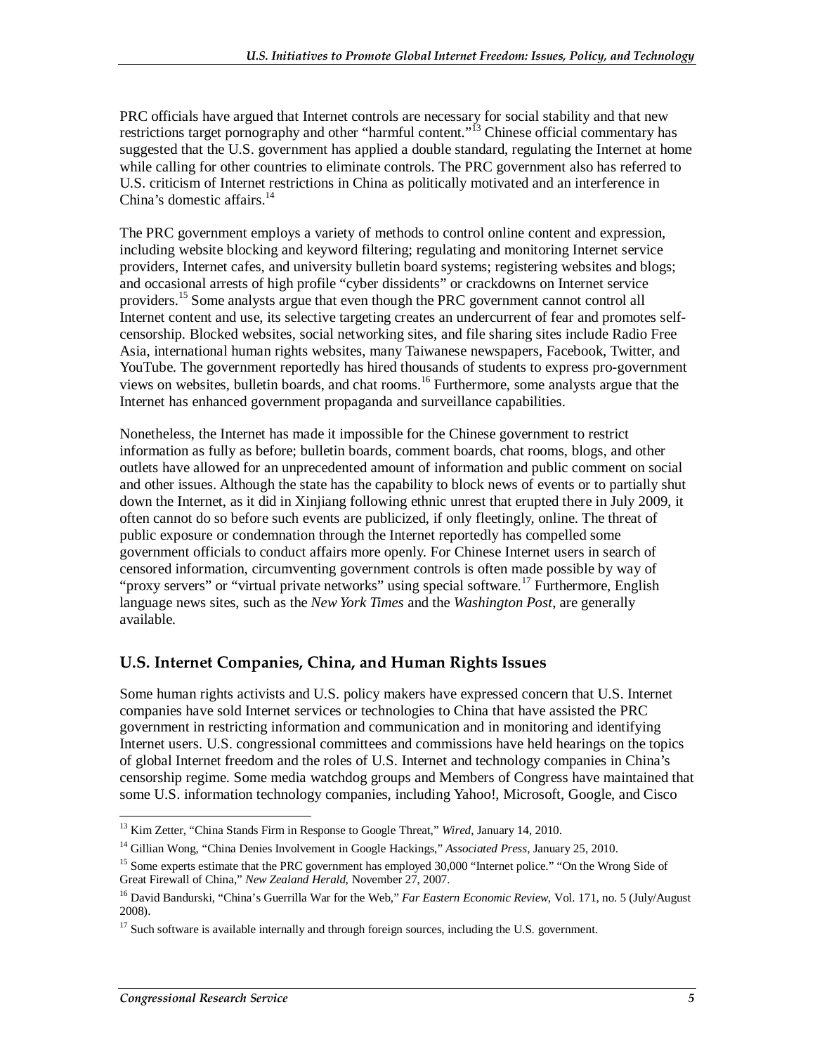PRC officials have argued that Internet controls are necessary for social stability and that new restrictions target pornography and other "harmful content."[13] Chinese official commentary has suggested that the U.S. government has applied a double standard, regulating the Internet at home while calling for other countries to eliminate controls. The PRC government also has referred to U.S. criticism of Internet restrictions in China as politically motivated and an interference in China's domestic affairs.[14]

The PRC government employs a variety of methods to control online content and expression, including website blocking and keyword filtering; regulating and monitoring Internet service providers, Internet cafes, and university bulletin board systems; registering websites and blogs; and occasional arrests of high profile "cyber dissidents" or crackdowns on Internet service providers.[15] Some analysts argue that even though the PRC government cannot control all Internet content and use, its selective targeting creates an undercurrent of fear and promotes self-censorship. Blocked websites, social networking sites, and file sharing sites include Radio Free Asia, international human rights websites, many Taiwanese newspapers, Facebook, Twitter, and YouTube. The government reportedly has hired thousands of students to express pro-government views on websites, bulletin boards, and chat rooms.[16] Furthermore, some analysts argue that the Internet has enhanced government propaganda and surveillance capabilities.

Nonetheless, the Internet has made it impossible for the Chinese government to restrict information as fully as before; bulletin boards, comment boards, chat rooms, blogs, and other outlets have allowed for an unprecedented amount of information and public comment on social and other issues. Although the state has the capability to block news of events or to partially shut down the Internet, as it did in Xinjiang following ethnic unrest that erupted there in July 2009, it often cannot do so before such events are publicized, if only fleetingly, online. The threat of public exposure or condemnation through the Internet reportedly has compelled some government officials to conduct affairs more openly. For Chinese Internet users in search of censored information, circumventing government controls is often made possible by way of "proxy servers" or "virtual private networks" using special software.[17] Furthermore, English language news sites, such as the *New York Times* and the *Washington Post*, are generally available.

## U.S. Internet Companies, China, and Human Rights Issues

Some human rights activists and U.S. policy makers have expressed concern that U.S. Internet companies have sold Internet services or technologies to China that have assisted the PRC government in restricting information and communication and in monitoring and identifying Internet users. U.S. congressional committees and commissions have held hearings on the topics of global Internet freedom and the roles of U.S. Internet and technology companies in China's censorship regime. Some media watchdog groups and Members of Congress have maintained that some U.S. information technology companies, including Yahoo!, Microsoft, Google, and Cisco

---

[13] Kim Zetter, "China Stands Firm in Response to Google Threat," *Wired*, January 14, 2010.

[14] Gillian Wong, "China Denies Involvement in Google Hackings," *Associated Press*, January 25, 2010.

[15] Some experts estimate that the PRC government has employed 30,000 "Internet police." "On the Wrong Side of Great Firewall of China," *New Zealand Herald*, November 27, 2007.

[16] David Bandurski, "China's Guerrilla War for the Web," *Far Eastern Economic Review*, Vol. 171, no. 5 (July/August 2008).

[17] Such software is available internally and through foreign sources, including the U.S. government.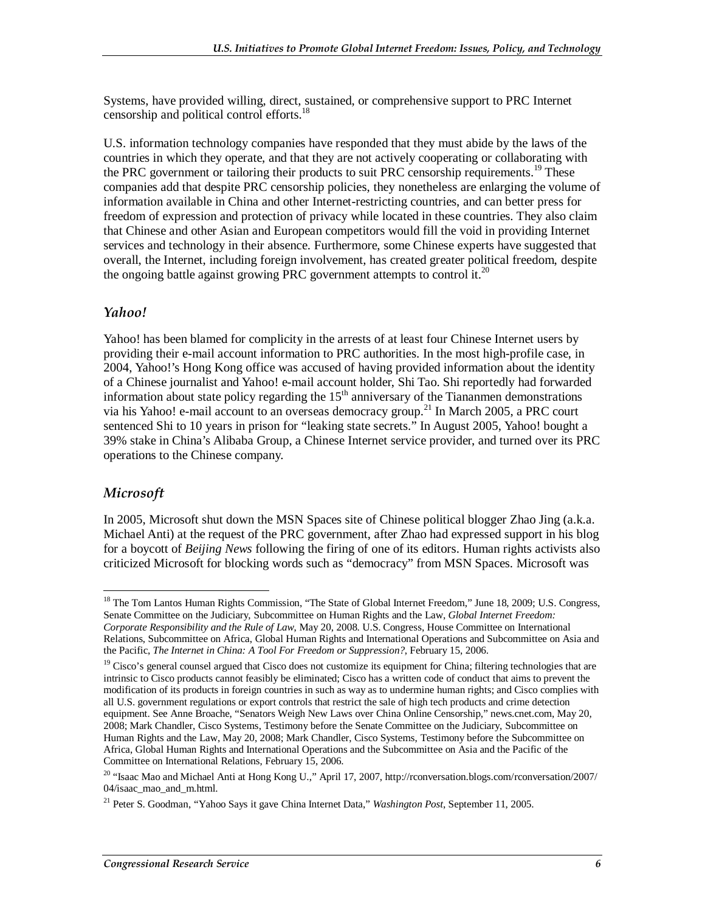Systems, have provided willing, direct, sustained, or comprehensive support to PRC Internet censorship and political control efforts.[18]

U.S. information technology companies have responded that they must abide by the laws of the countries in which they operate, and that they are not actively cooperating or collaborating with the PRC government or tailoring their products to suit PRC censorship requirements.[19] These companies add that despite PRC censorship policies, they nonetheless are enlarging the volume of information available in China and other Internet-restricting countries, and can better press for freedom of expression and protection of privacy while located in these countries. They also claim that Chinese and other Asian and European competitors would fill the void in providing Internet services and technology in their absence. Furthermore, some Chinese experts have suggested that overall, the Internet, including foreign involvement, has created greater political freedom, despite the ongoing battle against growing PRC government attempts to control it.[20]

### *Yahoo!*

Yahoo! has been blamed for complicity in the arrests of at least four Chinese Internet users by providing their e-mail account information to PRC authorities. In the most high-profile case, in 2004, Yahoo!'s Hong Kong office was accused of having provided information about the identity of a Chinese journalist and Yahoo! e-mail account holder, Shi Tao. Shi reportedly had forwarded information about state policy regarding the 15th anniversary of the Tiananmen demonstrations via his Yahoo! e-mail account to an overseas democracy group.[21] In March 2005, a PRC court sentenced Shi to 10 years in prison for "leaking state secrets." In August 2005, Yahoo! bought a 39% stake in China's Alibaba Group, a Chinese Internet service provider, and turned over its PRC operations to the Chinese company.

### *Microsoft*

In 2005, Microsoft shut down the MSN Spaces site of Chinese political blogger Zhao Jing (a.k.a. Michael Anti) at the request of the PRC government, after Zhao had expressed support in his blog for a boycott of *Beijing News* following the firing of one of its editors. Human rights activists also criticized Microsoft for blocking words such as "democracy" from MSN Spaces. Microsoft was

---

[18] The Tom Lantos Human Rights Commission, "The State of Global Internet Freedom," June 18, 2009; U.S. Congress, Senate Committee on the Judiciary, Subcommittee on Human Rights and the Law, *Global Internet Freedom: Corporate Responsibility and the Rule of Law*, May 20, 2008. U.S. Congress, House Committee on International Relations, Subcommittee on Africa, Global Human Rights and International Operations and Subcommittee on Asia and the Pacific, *The Internet in China: A Tool For Freedom or Suppression?*, February 15, 2006.

[19] Cisco's general counsel argued that Cisco does not customize its equipment for China; filtering technologies that are intrinsic to Cisco products cannot feasibly be eliminated; Cisco has a written code of conduct that aims to prevent the modification of its products in foreign countries in such as way as to undermine human rights; and Cisco complies with all U.S. government regulations or export controls that restrict the sale of high tech products and crime detection equipment. See Anne Broache, "Senators Weigh New Laws over China Online Censorship," news.cnet.com, May 20, 2008; Mark Chandler, Cisco Systems, Testimony before the Senate Committee on the Judiciary, Subcommittee on Human Rights and the Law, May 20, 2008; Mark Chandler, Cisco Systems, Testimony before the Subcommittee on Africa, Global Human Rights and International Operations and the Subcommittee on Asia and the Pacific of the Committee on International Relations, February 15, 2006.

[20] "Isaac Mao and Michael Anti at Hong Kong U.," April 17, 2007, http://rconversation.blogs.com/rconversation/2007/04/isaac_mao_and_m.html.

[21] Peter S. Goodman, "Yahoo Says it gave China Internet Data," *Washington Post*, September 11, 2005.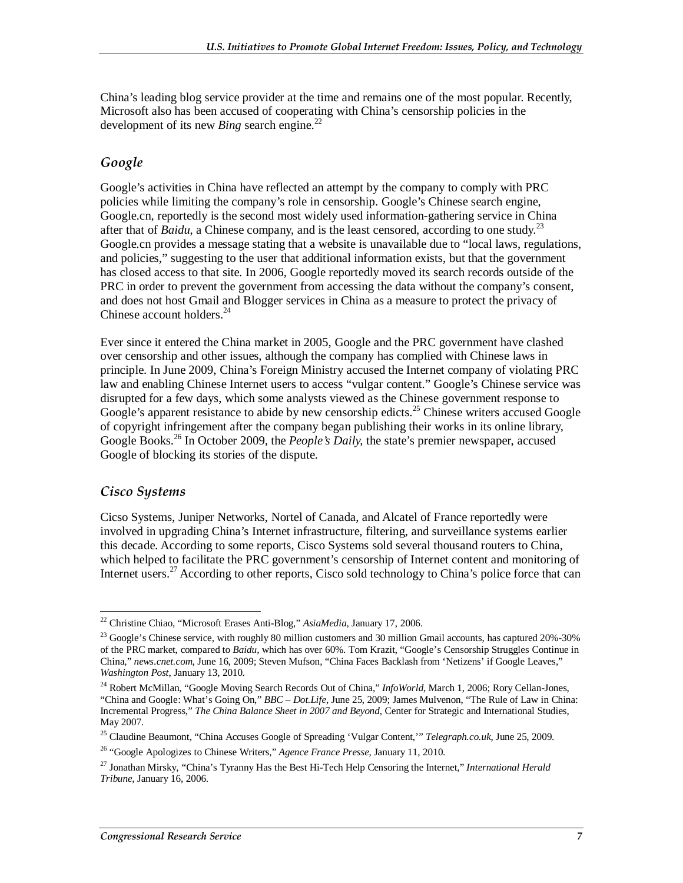China's leading blog service provider at the time and remains one of the most popular. Recently, Microsoft also has been accused of cooperating with China's censorship policies in the development of its new *Bing* search engine.[22]

### Google

Google's activities in China have reflected an attempt by the company to comply with PRC policies while limiting the company's role in censorship. Google's Chinese search engine, Google.cn, reportedly is the second most widely used information-gathering service in China after that of *Baidu*, a Chinese company, and is the least censored, according to one study.[23] Google.cn provides a message stating that a website is unavailable due to "local laws, regulations, and policies," suggesting to the user that additional information exists, but that the government has closed access to that site. In 2006, Google reportedly moved its search records outside of the PRC in order to prevent the government from accessing the data without the company's consent, and does not host Gmail and Blogger services in China as a measure to protect the privacy of Chinese account holders.[24]

Ever since it entered the China market in 2005, Google and the PRC government have clashed over censorship and other issues, although the company has complied with Chinese laws in principle. In June 2009, China's Foreign Ministry accused the Internet company of violating PRC law and enabling Chinese Internet users to access "vulgar content." Google's Chinese service was disrupted for a few days, which some analysts viewed as the Chinese government response to Google's apparent resistance to abide by new censorship edicts.[25] Chinese writers accused Google of copyright infringement after the company began publishing their works in its online library, Google Books.[26] In October 2009, the *People's Daily*, the state's premier newspaper, accused Google of blocking its stories of the dispute.

### Cisco Systems

Cicso Systems, Juniper Networks, Nortel of Canada, and Alcatel of France reportedly were involved in upgrading China's Internet infrastructure, filtering, and surveillance systems earlier this decade. According to some reports, Cisco Systems sold several thousand routers to China, which helped to facilitate the PRC government's censorship of Internet content and monitoring of Internet users.[27] According to other reports, Cisco sold technology to China's police force that can

---

[22] Christine Chiao, "Microsoft Erases Anti-Blog," *AsiaMedia*, January 17, 2006.

[23] Google's Chinese service, with roughly 80 million customers and 30 million Gmail accounts, has captured 20%-30% of the PRC market, compared to *Baidu*, which has over 60%. Tom Krazit, "Google's Censorship Struggles Continue in China," *news.cnet.com*, June 16, 2009; Steven Mufson, "China Faces Backlash from 'Netizens' if Google Leaves," *Washington Post*, January 13, 2010.

[24] Robert McMillan, "Google Moving Search Records Out of China," *InfoWorld*, March 1, 2006; Rory Cellan-Jones, "China and Google: What's Going On," *BBC – Dot.Life*, June 25, 2009; James Mulvenon, "The Rule of Law in China: Incremental Progress," *The China Balance Sheet in 2007 and Beyond*, Center for Strategic and International Studies, May 2007.

[25] Claudine Beaumont, "China Accuses Google of Spreading 'Vulgar Content,'" *Telegraph.co.uk*, June 25, 2009.

[26] "Google Apologizes to Chinese Writers," *Agence France Presse*, January 11, 2010.

[27] Jonathan Mirsky, "China's Tyranny Has the Best Hi-Tech Help Censoring the Internet," *International Herald Tribune*, January 16, 2006.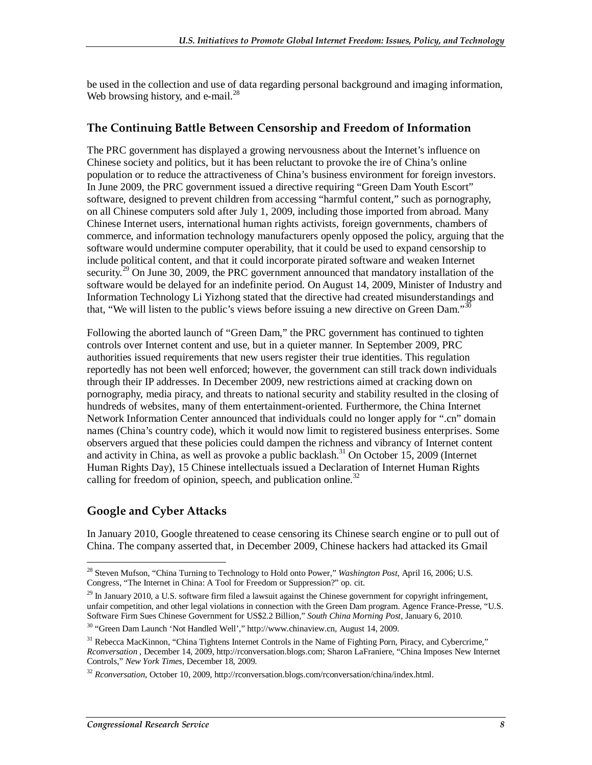be used in the collection and use of data regarding personal background and imaging information, Web browsing history, and e-mail.[28]

## The Continuing Battle Between Censorship and Freedom of Information

The PRC government has displayed a growing nervousness about the Internet's influence on Chinese society and politics, but it has been reluctant to provoke the ire of China's online population or to reduce the attractiveness of China's business environment for foreign investors. In June 2009, the PRC government issued a directive requiring "Green Dam Youth Escort" software, designed to prevent children from accessing "harmful content," such as pornography, on all Chinese computers sold after July 1, 2009, including those imported from abroad. Many Chinese Internet users, international human rights activists, foreign governments, chambers of commerce, and information technology manufacturers openly opposed the policy, arguing that the software would undermine computer operability, that it could be used to expand censorship to include political content, and that it could incorporate pirated software and weaken Internet security.[29] On June 30, 2009, the PRC government announced that mandatory installation of the software would be delayed for an indefinite period. On August 14, 2009, Minister of Industry and Information Technology Li Yizhong stated that the directive had created misunderstandings and that, "We will listen to the public's views before issuing a new directive on Green Dam."[30]

Following the aborted launch of "Green Dam," the PRC government has continued to tighten controls over Internet content and use, but in a quieter manner. In September 2009, PRC authorities issued requirements that new users register their true identities. This regulation reportedly has not been well enforced; however, the government can still track down individuals through their IP addresses. In December 2009, new restrictions aimed at cracking down on pornography, media piracy, and threats to national security and stability resulted in the closing of hundreds of websites, many of them entertainment-oriented. Furthermore, the China Internet Network Information Center announced that individuals could no longer apply for ".cn" domain names (China's country code), which it would now limit to registered business enterprises. Some observers argued that these policies could dampen the richness and vibrancy of Internet content and activity in China, as well as provoke a public backlash.[31] On October 15, 2009 (Internet Human Rights Day), 15 Chinese intellectuals issued a Declaration of Internet Human Rights calling for freedom of opinion, speech, and publication online.[32]

## Google and Cyber Attacks

In January 2010, Google threatened to cease censoring its Chinese search engine or to pull out of China. The company asserted that, in December 2009, Chinese hackers had attacked its Gmail

---

[28] Steven Mufson, "China Turning to Technology to Hold onto Power," *Washington Post*, April 16, 2006; U.S. Congress, "The Internet in China: A Tool for Freedom or Suppression?" op. cit.

[29] In January 2010, a U.S. software firm filed a lawsuit against the Chinese government for copyright infringement, unfair competition, and other legal violations in connection with the Green Dam program. Agence France-Presse, "U.S. Software Firm Sues Chinese Government for US$2.2 Billion," *South China Morning Post*, January 6, 2010.

[30] "Green Dam Launch 'Not Handled Well'," http://www.chinaview.cn, August 14, 2009.

[31] Rebecca MacKinnon, "China Tightens Internet Controls in the Name of Fighting Porn, Piracy, and Cybercrime," *Rconversation* , December 14, 2009, http://rconversation.blogs.com; Sharon LaFraniere, "China Imposes New Internet Controls," *New York Times*, December 18, 2009.

[32] *Rconversation*, October 10, 2009, http://rconversation.blogs.com/rconversation/china/index.html.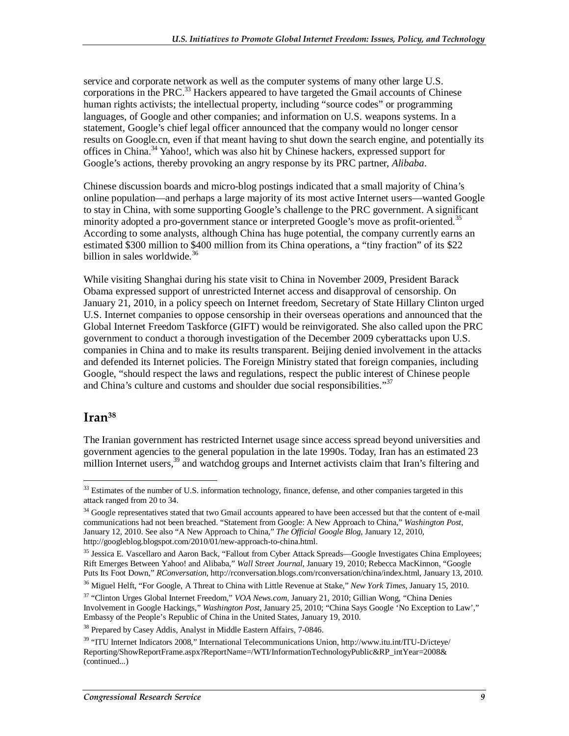service and corporate network as well as the computer systems of many other large U.S. corporations in the PRC.[33] Hackers appeared to have targeted the Gmail accounts of Chinese human rights activists; the intellectual property, including "source codes" or programming languages, of Google and other companies; and information on U.S. weapons systems. In a statement, Google's chief legal officer announced that the company would no longer censor results on Google.cn, even if that meant having to shut down the search engine, and potentially its offices in China.[34] Yahoo!, which was also hit by Chinese hackers, expressed support for Google's actions, thereby provoking an angry response by its PRC partner, *Alibaba*.

Chinese discussion boards and micro-blog postings indicated that a small majority of China's online population—and perhaps a large majority of its most active Internet users—wanted Google to stay in China, with some supporting Google's challenge to the PRC government. A significant minority adopted a pro-government stance or interpreted Google's move as profit-oriented.[35] According to some analysts, although China has huge potential, the company currently earns an estimated $300 million to $400 million from its China operations, a "tiny fraction" of its $22 billion in sales worldwide.[36]

While visiting Shanghai during his state visit to China in November 2009, President Barack Obama expressed support of unrestricted Internet access and disapproval of censorship. On January 21, 2010, in a policy speech on Internet freedom, Secretary of State Hillary Clinton urged U.S. Internet companies to oppose censorship in their overseas operations and announced that the Global Internet Freedom Taskforce (GIFT) would be reinvigorated. She also called upon the PRC government to conduct a thorough investigation of the December 2009 cyberattacks upon U.S. companies in China and to make its results transparent. Beijing denied involvement in the attacks and defended its Internet policies. The Foreign Ministry stated that foreign companies, including Google, "should respect the laws and regulations, respect the public interest of Chinese people and China's culture and customs and shoulder due social responsibilities."[37]

## Iran[38]

The Iranian government has restricted Internet usage since access spread beyond universities and government agencies to the general population in the late 1990s. Today, Iran has an estimated 23 million Internet users,[39] and watchdog groups and Internet activists claim that Iran's filtering and

---

[33] Estimates of the number of U.S. information technology, finance, defense, and other companies targeted in this attack ranged from 20 to 34.

[34] Google representatives stated that two Gmail accounts appeared to have been accessed but that the content of e-mail communications had not been breached. "Statement from Google: A New Approach to China," *Washington Post*, January 12, 2010. See also "A New Approach to China," *The Official Google Blog*, January 12, 2010, http://googleblog.blogspot.com/2010/01/new-approach-to-china.html.

[35] Jessica E. Vascellaro and Aaron Back, "Fallout from Cyber Attack Spreads—Google Investigates China Employees; Rift Emerges Between Yahoo! and Alibaba," *Wall Street Journal*, January 19, 2010; Rebecca MacKinnon, "Google Puts Its Foot Down," *RConversation*, http://rconversation.blogs.com/rconversation/china/index.html, January 13, 2010.

[36] Miguel Helft, "For Google, A Threat to China with Little Revenue at Stake," *New York Times*, January 15, 2010.

[37] "Clinton Urges Global Internet Freedom," *VOA News.com*, January 21, 2010; Gillian Wong, "China Denies Involvement in Google Hackings," *Washington Post*, January 25, 2010; "China Says Google 'No Exception to Law'," Embassy of the People's Republic of China in the United States, January 19, 2010.

[38] Prepared by Casey Addis, Analyst in Middle Eastern Affairs, 7-0846.

[39] "ITU Internet Indicators 2008," International Telecommunications Union, http://www.itu.int/ITU-D/icteye/Reporting/ShowReportFrame.aspx?ReportName=/WTI/InformationTechnologyPublic&RP_intYear=2008& (continued...)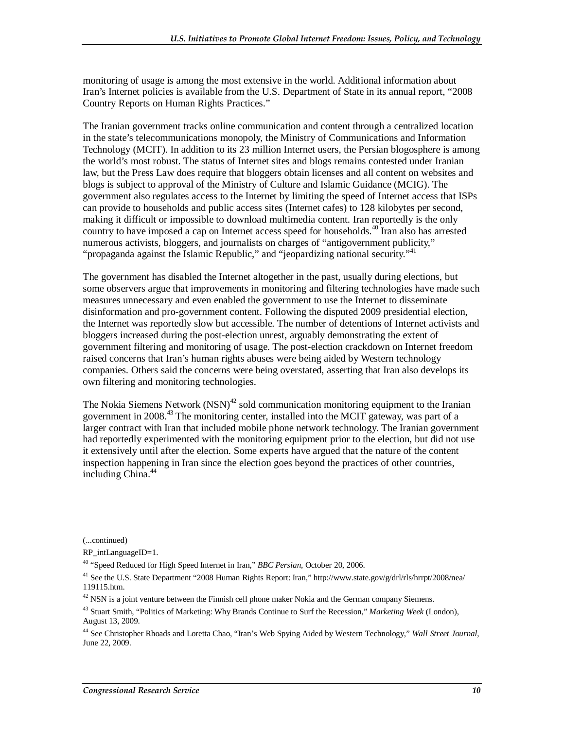monitoring of usage is among the most extensive in the world. Additional information about Iran's Internet policies is available from the U.S. Department of State in its annual report, "2008 Country Reports on Human Rights Practices."

The Iranian government tracks online communication and content through a centralized location in the state's telecommunications monopoly, the Ministry of Communications and Information Technology (MCIT). In addition to its 23 million Internet users, the Persian blogosphere is among the world's most robust. The status of Internet sites and blogs remains contested under Iranian law, but the Press Law does require that bloggers obtain licenses and all content on websites and blogs is subject to approval of the Ministry of Culture and Islamic Guidance (MCIG). The government also regulates access to the Internet by limiting the speed of Internet access that ISPs can provide to households and public access sites (Internet cafes) to 128 kilobytes per second, making it difficult or impossible to download multimedia content. Iran reportedly is the only country to have imposed a cap on Internet access speed for households.[40] Iran also has arrested numerous activists, bloggers, and journalists on charges of "antigovernment publicity," "propaganda against the Islamic Republic," and "jeopardizing national security."[41]

The government has disabled the Internet altogether in the past, usually during elections, but some observers argue that improvements in monitoring and filtering technologies have made such measures unnecessary and even enabled the government to use the Internet to disseminate disinformation and pro-government content. Following the disputed 2009 presidential election, the Internet was reportedly slow but accessible. The number of detentions of Internet activists and bloggers increased during the post-election unrest, arguably demonstrating the extent of government filtering and monitoring of usage. The post-election crackdown on Internet freedom raised concerns that Iran's human rights abuses were being aided by Western technology companies. Others said the concerns were being overstated, asserting that Iran also develops its own filtering and monitoring technologies.

The Nokia Siemens Network (NSN)[42] sold communication monitoring equipment to the Iranian government in 2008.[43] The monitoring center, installed into the MCIT gateway, was part of a larger contract with Iran that included mobile phone network technology. The Iranian government had reportedly experimented with the monitoring equipment prior to the election, but did not use it extensively until after the election. Some experts have argued that the nature of the content inspection happening in Iran since the election goes beyond the practices of other countries, including China.[44]

---

(...continued)

RP_intLanguageID=1.

[40] "Speed Reduced for High Speed Internet in Iran," *BBC Persian*, October 20, 2006.

[41] See the U.S. State Department "2008 Human Rights Report: Iran," http://www.state.gov/g/drl/rls/hrrpt/2008/nea/119115.htm.

[42] NSN is a joint venture between the Finnish cell phone maker Nokia and the German company Siemens.

[43] Stuart Smith, "Politics of Marketing: Why Brands Continue to Surf the Recession," *Marketing Week* (London), August 13, 2009.

[44] See Christopher Rhoads and Loretta Chao, "Iran's Web Spying Aided by Western Technology," *Wall Street Journal*, June 22, 2009.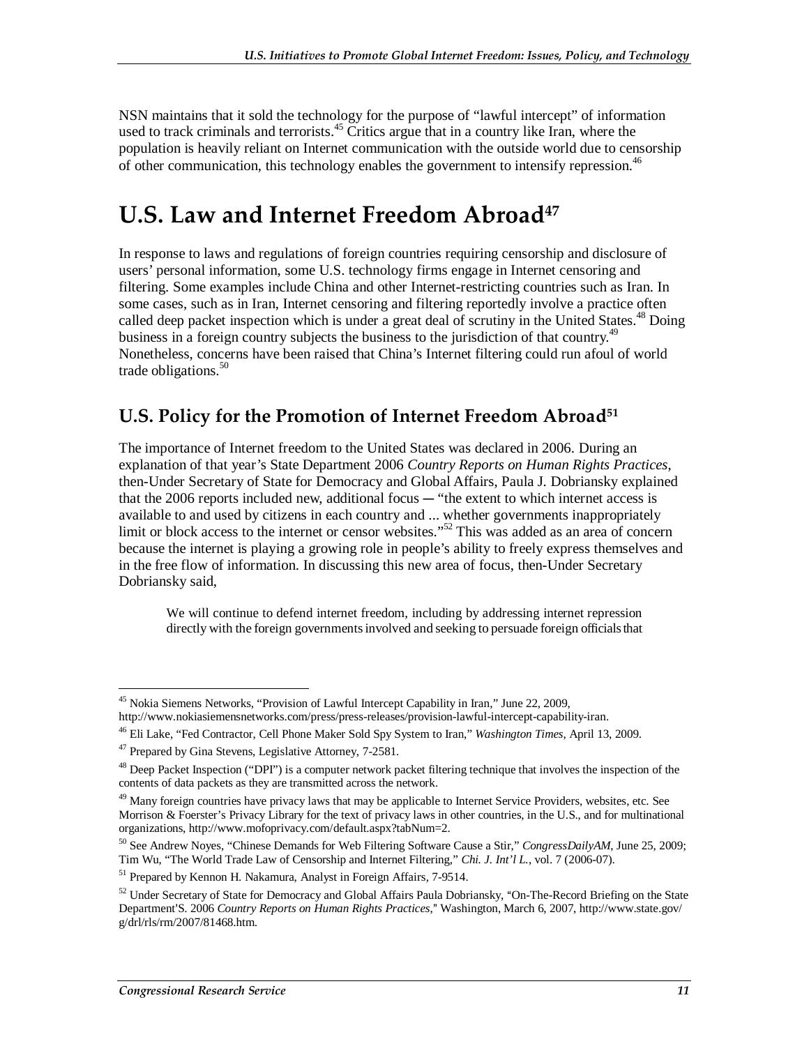NSN maintains that it sold the technology for the purpose of "lawful intercept" of information used to track criminals and terrorists.[45] Critics argue that in a country like Iran, where the population is heavily reliant on Internet communication with the outside world due to censorship of other communication, this technology enables the government to intensify repression.[46]

# U.S. Law and Internet Freedom Abroad[47]

In response to laws and regulations of foreign countries requiring censorship and disclosure of users' personal information, some U.S. technology firms engage in Internet censoring and filtering. Some examples include China and other Internet-restricting countries such as Iran. In some cases, such as in Iran, Internet censoring and filtering reportedly involve a practice often called deep packet inspection which is under a great deal of scrutiny in the United States.[48] Doing business in a foreign country subjects the business to the jurisdiction of that country.[49] Nonetheless, concerns have been raised that China's Internet filtering could run afoul of world trade obligations.[50]

## U.S. Policy for the Promotion of Internet Freedom Abroad[51]

The importance of Internet freedom to the United States was declared in 2006. During an explanation of that year's State Department 2006 *Country Reports on Human Rights Practices*, then-Under Secretary of State for Democracy and Global Affairs, Paula J. Dobriansky explained that the 2006 reports included new, additional focus — "the extent to which internet access is available to and used by citizens in each country and ... whether governments inappropriately limit or block access to the internet or censor websites."[52] This was added as an area of concern because the internet is playing a growing role in people's ability to freely express themselves and in the free flow of information. In discussing this new area of focus, then-Under Secretary Dobriansky said,

> We will continue to defend internet freedom, including by addressing internet repression directly with the foreign governments involved and seeking to persuade foreign officials that

---

[45] Nokia Siemens Networks, "Provision of Lawful Intercept Capability in Iran," June 22, 2009, http://www.nokiasiemensnetworks.com/press/press-releases/provision-lawful-intercept-capability-iran.

[46] Eli Lake, "Fed Contractor, Cell Phone Maker Sold Spy System to Iran," *Washington Times*, April 13, 2009.

[47] Prepared by Gina Stevens, Legislative Attorney, 7-2581.

[48] Deep Packet Inspection ("DPI") is a computer network packet filtering technique that involves the inspection of the contents of data packets as they are transmitted across the network.

[49] Many foreign countries have privacy laws that may be applicable to Internet Service Providers, websites, etc. See Morrison & Foerster's Privacy Library for the text of privacy laws in other countries, in the U.S., and for multinational organizations, http://www.mofoprivacy.com/default.aspx?tabNum=2.

[50] See Andrew Noyes, "Chinese Demands for Web Filtering Software Cause a Stir," *CongressDailyAM*, June 25, 2009; Tim Wu, "The World Trade Law of Censorship and Internet Filtering," *Chi. J. Int'l L.*, vol. 7 (2006-07).

[51] Prepared by Kennon H. Nakamura, Analyst in Foreign Affairs, 7-9514.

[52] Under Secretary of State for Democracy and Global Affairs Paula Dobriansky, "On-The-Record Briefing on the State Department'S. 2006 *Country Reports on Human Rights Practices*," Washington, March 6, 2007, http://www.state.gov/g/drl/rls/rm/2007/81468.htm.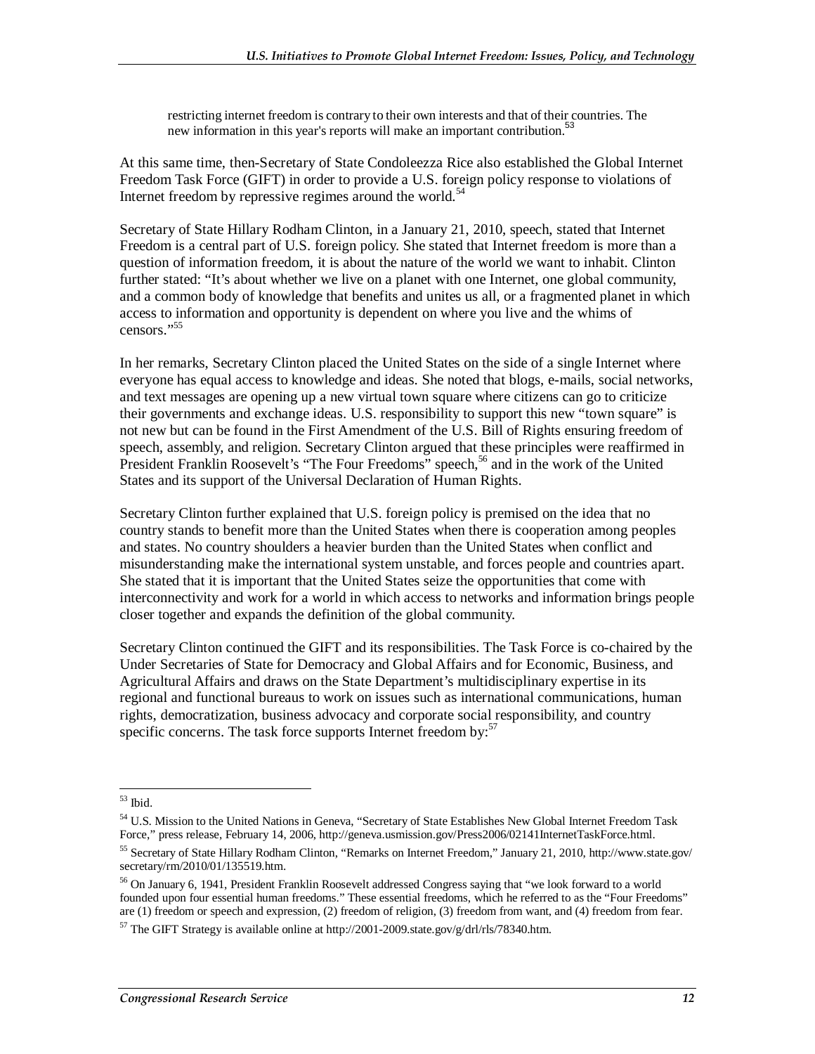> restricting internet freedom is contrary to their own interests and that of their countries. The new information in this year's reports will make an important contribution.[53]

At this same time, then-Secretary of State Condoleezza Rice also established the Global Internet Freedom Task Force (GIFT) in order to provide a U.S. foreign policy response to violations of Internet freedom by repressive regimes around the world.[54]

Secretary of State Hillary Rodham Clinton, in a January 21, 2010, speech, stated that Internet Freedom is a central part of U.S. foreign policy. She stated that Internet freedom is more than a question of information freedom, it is about the nature of the world we want to inhabit. Clinton further stated: "It's about whether we live on a planet with one Internet, one global community, and a common body of knowledge that benefits and unites us all, or a fragmented planet in which access to information and opportunity is dependent on where you live and the whims of censors."[55]

In her remarks, Secretary Clinton placed the United States on the side of a single Internet where everyone has equal access to knowledge and ideas. She noted that blogs, e-mails, social networks, and text messages are opening up a new virtual town square where citizens can go to criticize their governments and exchange ideas. U.S. responsibility to support this new "town square" is not new but can be found in the First Amendment of the U.S. Bill of Rights ensuring freedom of speech, assembly, and religion. Secretary Clinton argued that these principles were reaffirmed in President Franklin Roosevelt's "The Four Freedoms" speech,[56] and in the work of the United States and its support of the Universal Declaration of Human Rights.

Secretary Clinton further explained that U.S. foreign policy is premised on the idea that no country stands to benefit more than the United States when there is cooperation among peoples and states. No country shoulders a heavier burden than the United States when conflict and misunderstanding make the international system unstable, and forces people and countries apart. She stated that it is important that the United States seize the opportunities that come with interconnectivity and work for a world in which access to networks and information brings people closer together and expands the definition of the global community.

Secretary Clinton continued the GIFT and its responsibilities. The Task Force is co-chaired by the Under Secretaries of State for Democracy and Global Affairs and for Economic, Business, and Agricultural Affairs and draws on the State Department's multidisciplinary expertise in its regional and functional bureaus to work on issues such as international communications, human rights, democratization, business advocacy and corporate social responsibility, and country specific concerns. The task force supports Internet freedom by:[57]

---

[53] Ibid.

[54] U.S. Mission to the United Nations in Geneva, "Secretary of State Establishes New Global Internet Freedom Task Force," press release, February 14, 2006, http://geneva.usmission.gov/Press2006/02141InternetTaskForce.html.

[55] Secretary of State Hillary Rodham Clinton, "Remarks on Internet Freedom," January 21, 2010, http://www.state.gov/secretary/rm/2010/01/135519.htm.

[56] On January 6, 1941, President Franklin Roosevelt addressed Congress saying that "we look forward to a world founded upon four essential human freedoms." These essential freedoms, which he referred to as the "Four Freedoms" are (1) freedom or speech and expression, (2) freedom of religion, (3) freedom from want, and (4) freedom from fear.

[57] The GIFT Strategy is available online at http://2001-2009.state.gov/g/drl/rls/78340.htm.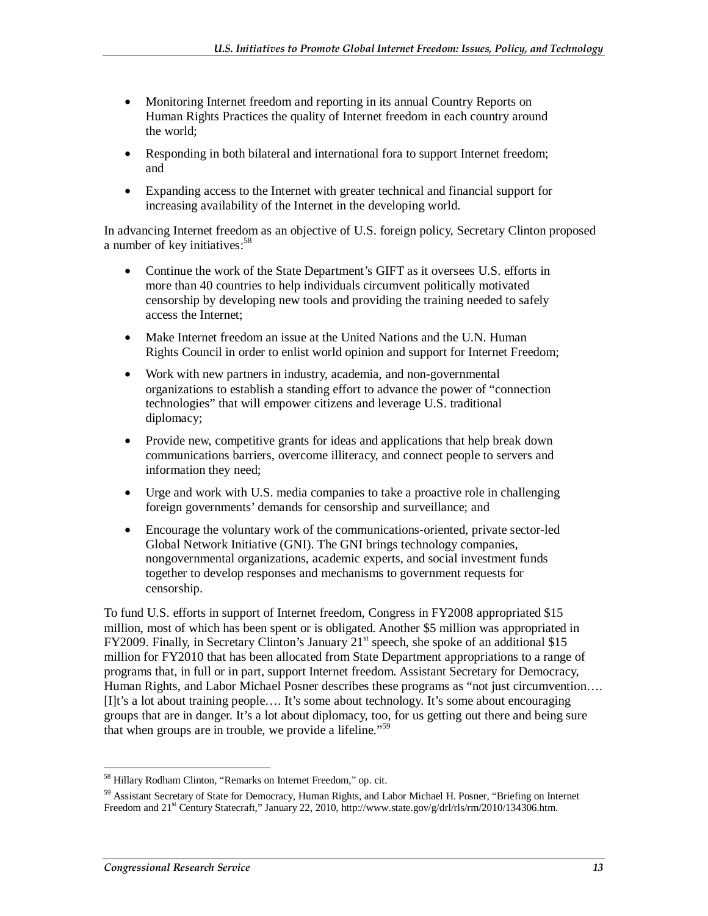- Monitoring Internet freedom and reporting in its annual Country Reports on Human Rights Practices the quality of Internet freedom in each country around the world;
- Responding in both bilateral and international fora to support Internet freedom; and
- Expanding access to the Internet with greater technical and financial support for increasing availability of the Internet in the developing world.

In advancing Internet freedom as an objective of U.S. foreign policy, Secretary Clinton proposed a number of key initiatives:[58]

- Continue the work of the State Department's GIFT as it oversees U.S. efforts in more than 40 countries to help individuals circumvent politically motivated censorship by developing new tools and providing the training needed to safely access the Internet;
- Make Internet freedom an issue at the United Nations and the U.N. Human Rights Council in order to enlist world opinion and support for Internet Freedom;
- Work with new partners in industry, academia, and non-governmental organizations to establish a standing effort to advance the power of "connection technologies" that will empower citizens and leverage U.S. traditional diplomacy;
- Provide new, competitive grants for ideas and applications that help break down communications barriers, overcome illiteracy, and connect people to servers and information they need;
- Urge and work with U.S. media companies to take a proactive role in challenging foreign governments' demands for censorship and surveillance; and
- Encourage the voluntary work of the communications-oriented, private sector-led Global Network Initiative (GNI). The GNI brings technology companies, nongovernmental organizations, academic experts, and social investment funds together to develop responses and mechanisms to government requests for censorship.

To fund U.S. efforts in support of Internet freedom, Congress in FY2008 appropriated $15 million, most of which has been spent or is obligated. Another $5 million was appropriated in FY2009. Finally, in Secretary Clinton's January 21st speech, she spoke of an additional $15 million for FY2010 that has been allocated from State Department appropriations to a range of programs that, in full or in part, support Internet freedom. Assistant Secretary for Democracy, Human Rights, and Labor Michael Posner describes these programs as "not just circumvention…. [I]t's a lot about training people…. It's some about technology. It's some about encouraging groups that are in danger. It's a lot about diplomacy, too, for us getting out there and being sure that when groups are in trouble, we provide a lifeline."[59]

---

[58] Hillary Rodham Clinton, "Remarks on Internet Freedom," op. cit.

[59] Assistant Secretary of State for Democracy, Human Rights, and Labor Michael H. Posner, "Briefing on Internet Freedom and 21st Century Statecraft," January 22, 2010, http://www.state.gov/g/drl/rls/rm/2010/134306.htm.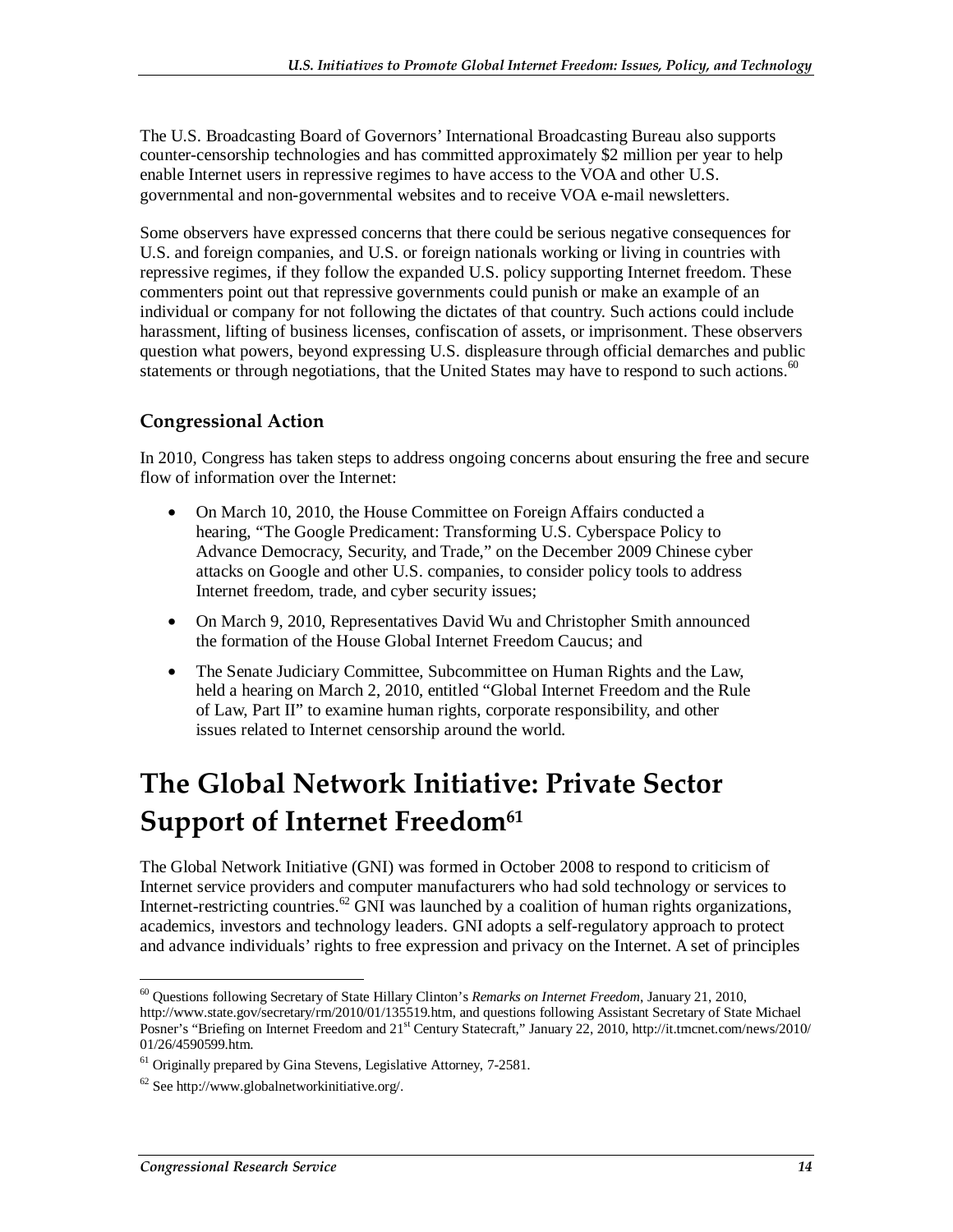The U.S. Broadcasting Board of Governors' International Broadcasting Bureau also supports counter-censorship technologies and has committed approximately $2 million per year to help enable Internet users in repressive regimes to have access to the VOA and other U.S. governmental and non-governmental websites and to receive VOA e-mail newsletters.

Some observers have expressed concerns that there could be serious negative consequences for U.S. and foreign companies, and U.S. or foreign nationals working or living in countries with repressive regimes, if they follow the expanded U.S. policy supporting Internet freedom. These commenters point out that repressive governments could punish or make an example of an individual or company for not following the dictates of that country. Such actions could include harassment, lifting of business licenses, confiscation of assets, or imprisonment. These observers question what powers, beyond expressing U.S. displeasure through official demarches and public statements or through negotiations, that the United States may have to respond to such actions.[60]

### Congressional Action

In 2010, Congress has taken steps to address ongoing concerns about ensuring the free and secure flow of information over the Internet:

- On March 10, 2010, the House Committee on Foreign Affairs conducted a hearing, "The Google Predicament: Transforming U.S. Cyberspace Policy to Advance Democracy, Security, and Trade," on the December 2009 Chinese cyber attacks on Google and other U.S. companies, to consider policy tools to address Internet freedom, trade, and cyber security issues;
- On March 9, 2010, Representatives David Wu and Christopher Smith announced the formation of the House Global Internet Freedom Caucus; and
- The Senate Judiciary Committee, Subcommittee on Human Rights and the Law, held a hearing on March 2, 2010, entitled "Global Internet Freedom and the Rule of Law, Part II" to examine human rights, corporate responsibility, and other issues related to Internet censorship around the world.

## The Global Network Initiative: Private Sector Support of Internet Freedom[61]

The Global Network Initiative (GNI) was formed in October 2008 to respond to criticism of Internet service providers and computer manufacturers who had sold technology or services to Internet-restricting countries.[62] GNI was launched by a coalition of human rights organizations, academics, investors and technology leaders. GNI adopts a self-regulatory approach to protect and advance individuals' rights to free expression and privacy on the Internet. A set of principles

---

[60] Questions following Secretary of State Hillary Clinton's *Remarks on Internet Freedom*, January 21, 2010, http://www.state.gov/secretary/rm/2010/01/135519.htm, and questions following Assistant Secretary of State Michael Posner's "Briefing on Internet Freedom and 21st Century Statecraft," January 22, 2010, http://it.tmcnet.com/news/2010/01/26/4590599.htm.

[61] Originally prepared by Gina Stevens, Legislative Attorney, 7-2581.

[62] See http://www.globalnetworkinitiative.org/.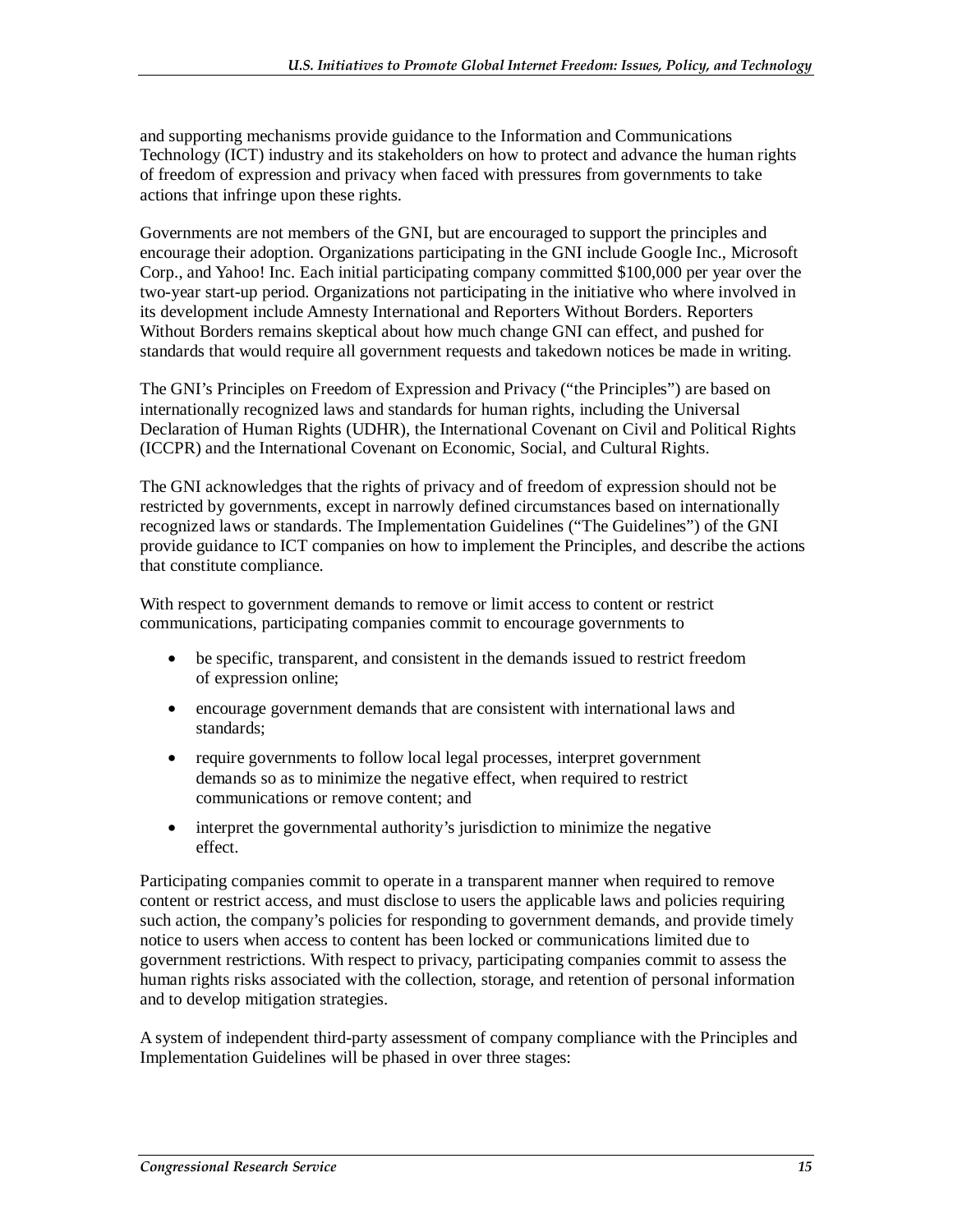and supporting mechanisms provide guidance to the Information and Communications Technology (ICT) industry and its stakeholders on how to protect and advance the human rights of freedom of expression and privacy when faced with pressures from governments to take actions that infringe upon these rights.

Governments are not members of the GNI, but are encouraged to support the principles and encourage their adoption. Organizations participating in the GNI include Google Inc., Microsoft Corp., and Yahoo! Inc. Each initial participating company committed $100,000 per year over the two-year start-up period. Organizations not participating in the initiative who where involved in its development include Amnesty International and Reporters Without Borders. Reporters Without Borders remains skeptical about how much change GNI can effect, and pushed for standards that would require all government requests and takedown notices be made in writing.

The GNI's Principles on Freedom of Expression and Privacy ("the Principles") are based on internationally recognized laws and standards for human rights, including the Universal Declaration of Human Rights (UDHR), the International Covenant on Civil and Political Rights (ICCPR) and the International Covenant on Economic, Social, and Cultural Rights.

The GNI acknowledges that the rights of privacy and of freedom of expression should not be restricted by governments, except in narrowly defined circumstances based on internationally recognized laws or standards. The Implementation Guidelines ("The Guidelines") of the GNI provide guidance to ICT companies on how to implement the Principles, and describe the actions that constitute compliance.

With respect to government demands to remove or limit access to content or restrict communications, participating companies commit to encourage governments to

- be specific, transparent, and consistent in the demands issued to restrict freedom of expression online;
- encourage government demands that are consistent with international laws and standards;
- require governments to follow local legal processes, interpret government demands so as to minimize the negative effect, when required to restrict communications or remove content; and
- interpret the governmental authority's jurisdiction to minimize the negative effect.

Participating companies commit to operate in a transparent manner when required to remove content or restrict access, and must disclose to users the applicable laws and policies requiring such action, the company's policies for responding to government demands, and provide timely notice to users when access to content has been locked or communications limited due to government restrictions. With respect to privacy, participating companies commit to assess the human rights risks associated with the collection, storage, and retention of personal information and to develop mitigation strategies.

A system of independent third-party assessment of company compliance with the Principles and Implementation Guidelines will be phased in over three stages: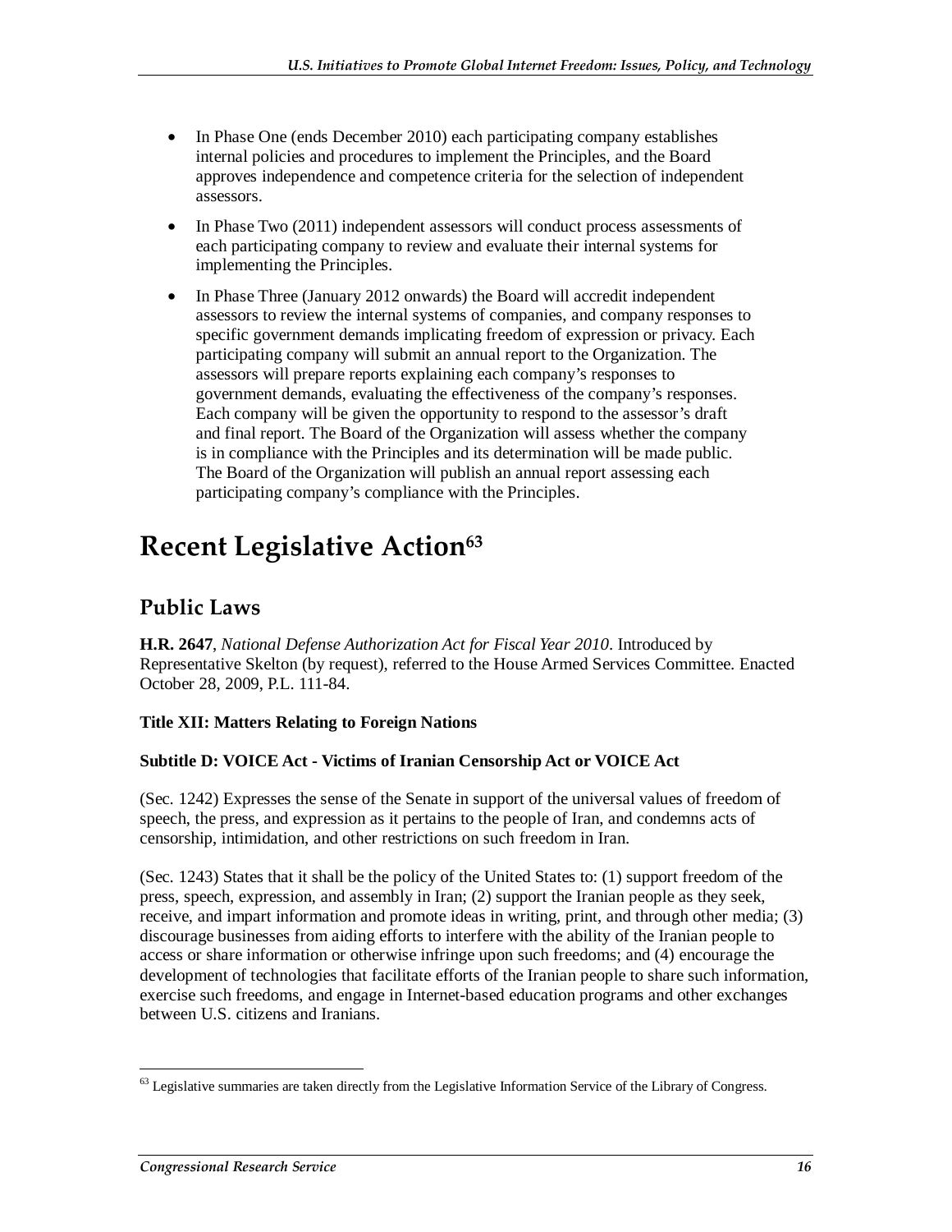- In Phase One (ends December 2010) each participating company establishes internal policies and procedures to implement the Principles, and the Board approves independence and competence criteria for the selection of independent assessors.
- In Phase Two (2011) independent assessors will conduct process assessments of each participating company to review and evaluate their internal systems for implementing the Principles.
- In Phase Three (January 2012 onwards) the Board will accredit independent assessors to review the internal systems of companies, and company responses to specific government demands implicating freedom of expression or privacy. Each participating company will submit an annual report to the Organization. The assessors will prepare reports explaining each company's responses to government demands, evaluating the effectiveness of the company's responses. Each company will be given the opportunity to respond to the assessor's draft and final report. The Board of the Organization will assess whether the company is in compliance with the Principles and its determination will be made public. The Board of the Organization will publish an annual report assessing each participating company's compliance with the Principles.

# Recent Legislative Action[63]

## Public Laws

**H.R. 2647**, *National Defense Authorization Act for Fiscal Year 2010*. Introduced by Representative Skelton (by request), referred to the House Armed Services Committee. Enacted October 28, 2009, P.L. 111-84.

**Title XII: Matters Relating to Foreign Nations**

**Subtitle D: VOICE Act - Victims of Iranian Censorship Act or VOICE Act**

(Sec. 1242) Expresses the sense of the Senate in support of the universal values of freedom of speech, the press, and expression as it pertains to the people of Iran, and condemns acts of censorship, intimidation, and other restrictions on such freedom in Iran.

(Sec. 1243) States that it shall be the policy of the United States to: (1) support freedom of the press, speech, expression, and assembly in Iran; (2) support the Iranian people as they seek, receive, and impart information and promote ideas in writing, print, and through other media; (3) discourage businesses from aiding efforts to interfere with the ability of the Iranian people to access or share information or otherwise infringe upon such freedoms; and (4) encourage the development of technologies that facilitate efforts of the Iranian people to share such information, exercise such freedoms, and engage in Internet-based education programs and other exchanges between U.S. citizens and Iranians.

[63] Legislative summaries are taken directly from the Legislative Information Service of the Library of Congress.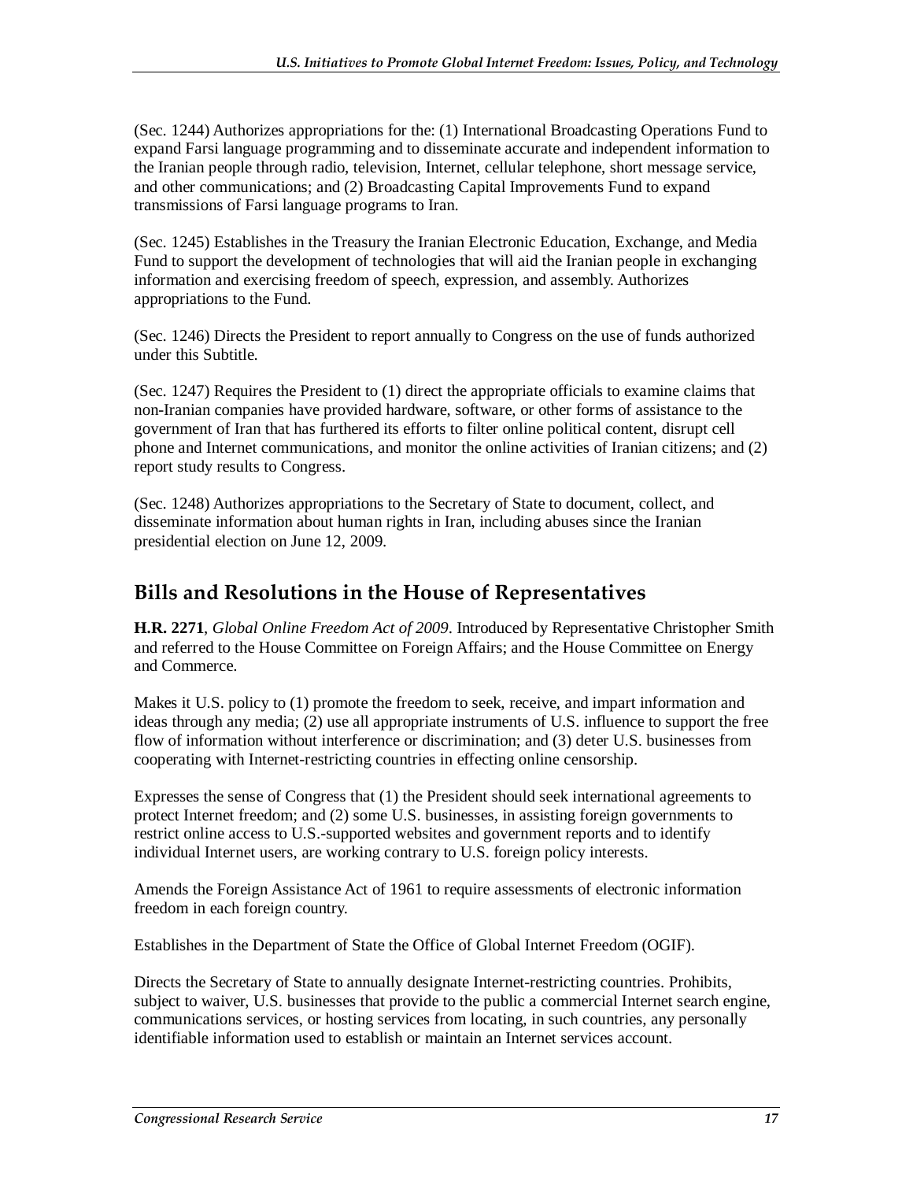(Sec. 1244) Authorizes appropriations for the: (1) International Broadcasting Operations Fund to expand Farsi language programming and to disseminate accurate and independent information to the Iranian people through radio, television, Internet, cellular telephone, short message service, and other communications; and (2) Broadcasting Capital Improvements Fund to expand transmissions of Farsi language programs to Iran.

(Sec. 1245) Establishes in the Treasury the Iranian Electronic Education, Exchange, and Media Fund to support the development of technologies that will aid the Iranian people in exchanging information and exercising freedom of speech, expression, and assembly. Authorizes appropriations to the Fund.

(Sec. 1246) Directs the President to report annually to Congress on the use of funds authorized under this Subtitle.

(Sec. 1247) Requires the President to (1) direct the appropriate officials to examine claims that non-Iranian companies have provided hardware, software, or other forms of assistance to the government of Iran that has furthered its efforts to filter online political content, disrupt cell phone and Internet communications, and monitor the online activities of Iranian citizens; and (2) report study results to Congress.

(Sec. 1248) Authorizes appropriations to the Secretary of State to document, collect, and disseminate information about human rights in Iran, including abuses since the Iranian presidential election on June 12, 2009.

## Bills and Resolutions in the House of Representatives

**H.R. 2271**, *Global Online Freedom Act of 2009*. Introduced by Representative Christopher Smith and referred to the House Committee on Foreign Affairs; and the House Committee on Energy and Commerce.

Makes it U.S. policy to (1) promote the freedom to seek, receive, and impart information and ideas through any media; (2) use all appropriate instruments of U.S. influence to support the free flow of information without interference or discrimination; and (3) deter U.S. businesses from cooperating with Internet-restricting countries in effecting online censorship.

Expresses the sense of Congress that (1) the President should seek international agreements to protect Internet freedom; and (2) some U.S. businesses, in assisting foreign governments to restrict online access to U.S.-supported websites and government reports and to identify individual Internet users, are working contrary to U.S. foreign policy interests.

Amends the Foreign Assistance Act of 1961 to require assessments of electronic information freedom in each foreign country.

Establishes in the Department of State the Office of Global Internet Freedom (OGIF).

Directs the Secretary of State to annually designate Internet-restricting countries. Prohibits, subject to waiver, U.S. businesses that provide to the public a commercial Internet search engine, communications services, or hosting services from locating, in such countries, any personally identifiable information used to establish or maintain an Internet services account.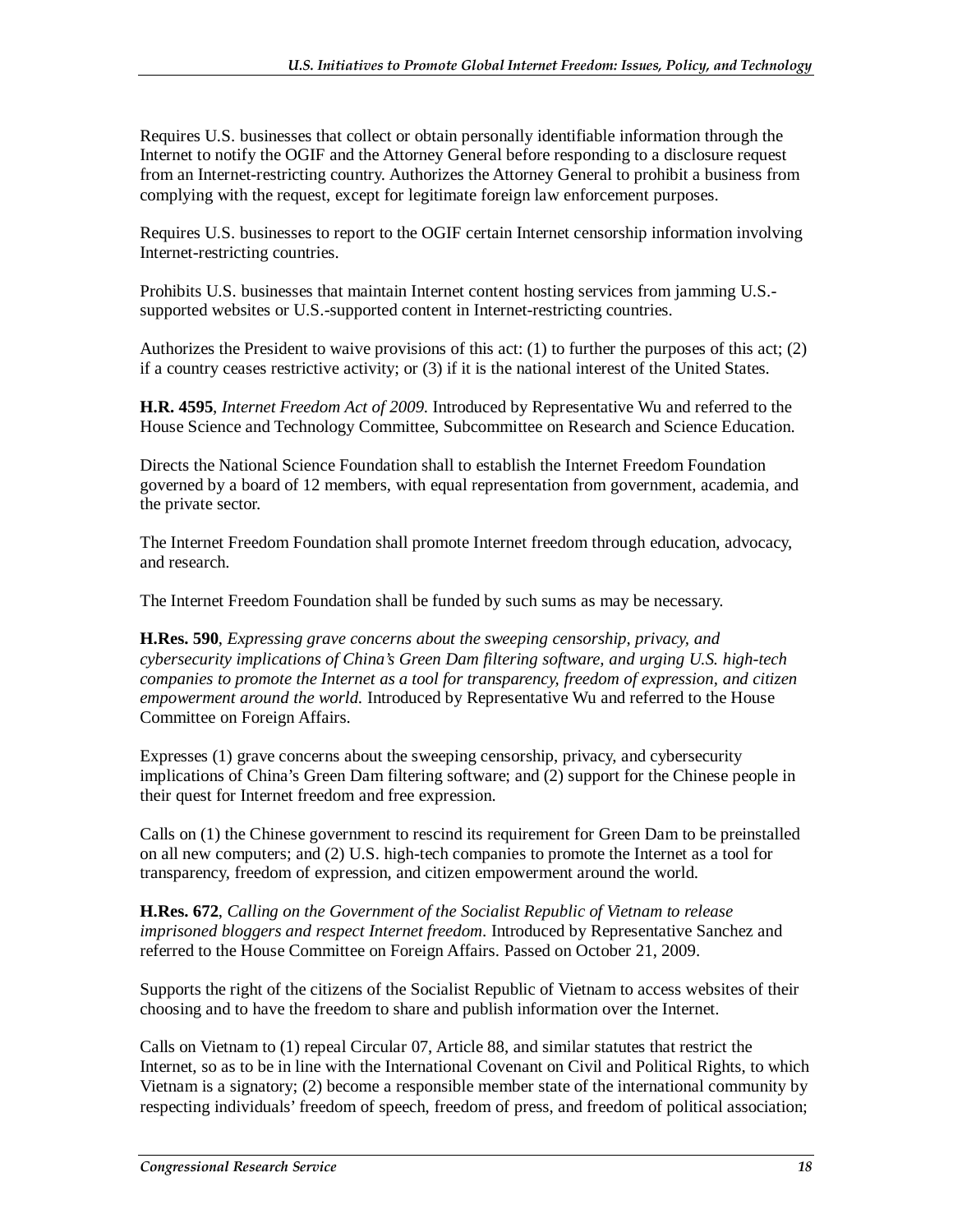Requires U.S. businesses that collect or obtain personally identifiable information through the Internet to notify the OGIF and the Attorney General before responding to a disclosure request from an Internet-restricting country. Authorizes the Attorney General to prohibit a business from complying with the request, except for legitimate foreign law enforcement purposes.

Requires U.S. businesses to report to the OGIF certain Internet censorship information involving Internet-restricting countries.

Prohibits U.S. businesses that maintain Internet content hosting services from jamming U.S.-supported websites or U.S.-supported content in Internet-restricting countries.

Authorizes the President to waive provisions of this act: (1) to further the purposes of this act; (2) if a country ceases restrictive activity; or (3) if it is the national interest of the United States.

**H.R. 4595**, *Internet Freedom Act of 2009.* Introduced by Representative Wu and referred to the House Science and Technology Committee, Subcommittee on Research and Science Education.

Directs the National Science Foundation shall to establish the Internet Freedom Foundation governed by a board of 12 members, with equal representation from government, academia, and the private sector.

The Internet Freedom Foundation shall promote Internet freedom through education, advocacy, and research.

The Internet Freedom Foundation shall be funded by such sums as may be necessary.

**H.Res. 590**, *Expressing grave concerns about the sweeping censorship, privacy, and cybersecurity implications of China's Green Dam filtering software, and urging U.S. high-tech companies to promote the Internet as a tool for transparency, freedom of expression, and citizen empowerment around the world.* Introduced by Representative Wu and referred to the House Committee on Foreign Affairs.

Expresses (1) grave concerns about the sweeping censorship, privacy, and cybersecurity implications of China's Green Dam filtering software; and (2) support for the Chinese people in their quest for Internet freedom and free expression.

Calls on (1) the Chinese government to rescind its requirement for Green Dam to be preinstalled on all new computers; and (2) U.S. high-tech companies to promote the Internet as a tool for transparency, freedom of expression, and citizen empowerment around the world.

**H.Res. 672**, *Calling on the Government of the Socialist Republic of Vietnam to release imprisoned bloggers and respect Internet freedom.* Introduced by Representative Sanchez and referred to the House Committee on Foreign Affairs. Passed on October 21, 2009.

Supports the right of the citizens of the Socialist Republic of Vietnam to access websites of their choosing and to have the freedom to share and publish information over the Internet.

Calls on Vietnam to (1) repeal Circular 07, Article 88, and similar statutes that restrict the Internet, so as to be in line with the International Covenant on Civil and Political Rights, to which Vietnam is a signatory; (2) become a responsible member state of the international community by respecting individuals' freedom of speech, freedom of press, and freedom of political association;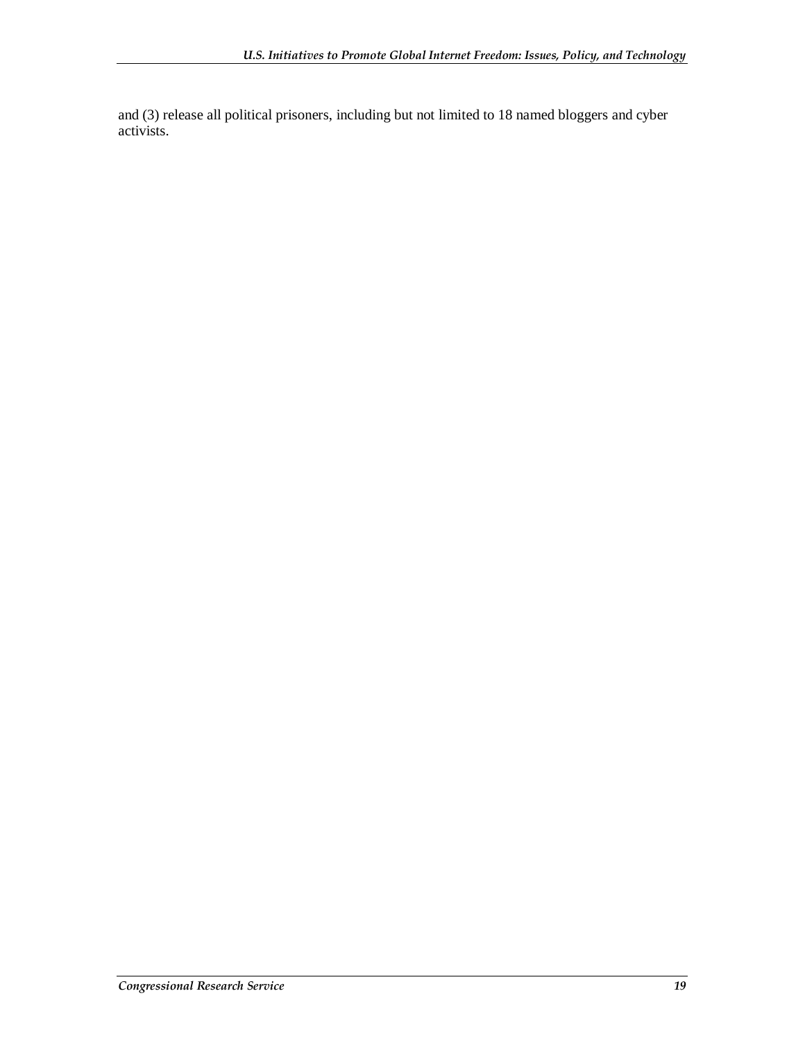and (3) release all political prisoners, including but not limited to 18 named bloggers and cyber activists.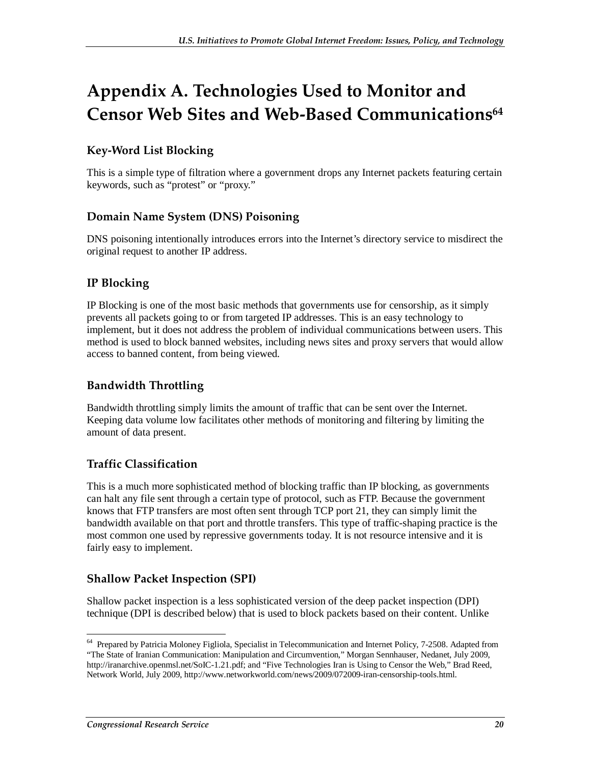# Appendix A. Technologies Used to Monitor and Censor Web Sites and Web-Based Communications[64]

## Key-Word List Blocking

This is a simple type of filtration where a government drops any Internet packets featuring certain keywords, such as "protest" or "proxy."

## Domain Name System (DNS) Poisoning

DNS poisoning intentionally introduces errors into the Internet's directory service to misdirect the original request to another IP address.

## IP Blocking

IP Blocking is one of the most basic methods that governments use for censorship, as it simply prevents all packets going to or from targeted IP addresses. This is an easy technology to implement, but it does not address the problem of individual communications between users. This method is used to block banned websites, including news sites and proxy servers that would allow access to banned content, from being viewed.

## Bandwidth Throttling

Bandwidth throttling simply limits the amount of traffic that can be sent over the Internet. Keeping data volume low facilitates other methods of monitoring and filtering by limiting the amount of data present.

## Traffic Classification

This is a much more sophisticated method of blocking traffic than IP blocking, as governments can halt any file sent through a certain type of protocol, such as FTP. Because the government knows that FTP transfers are most often sent through TCP port 21, they can simply limit the bandwidth available on that port and throttle transfers. This type of traffic-shaping practice is the most common one used by repressive governments today. It is not resource intensive and it is fairly easy to implement.

## Shallow Packet Inspection (SPI)

Shallow packet inspection is a less sophisticated version of the deep packet inspection (DPI) technique (DPI is described below) that is used to block packets based on their content. Unlike

---

[64] Prepared by Patricia Moloney Figliola, Specialist in Telecommunication and Internet Policy, 7-2508. Adapted from "The State of Iranian Communication: Manipulation and Circumvention," Morgan Sennhauser, Nedanet, July 2009, http://iranarchive.openmsl.net/SoIC-1.21.pdf; and "Five Technologies Iran is Using to Censor the Web," Brad Reed, Network World, July 2009, http://www.networkworld.com/news/2009/072009-iran-censorship-tools.html.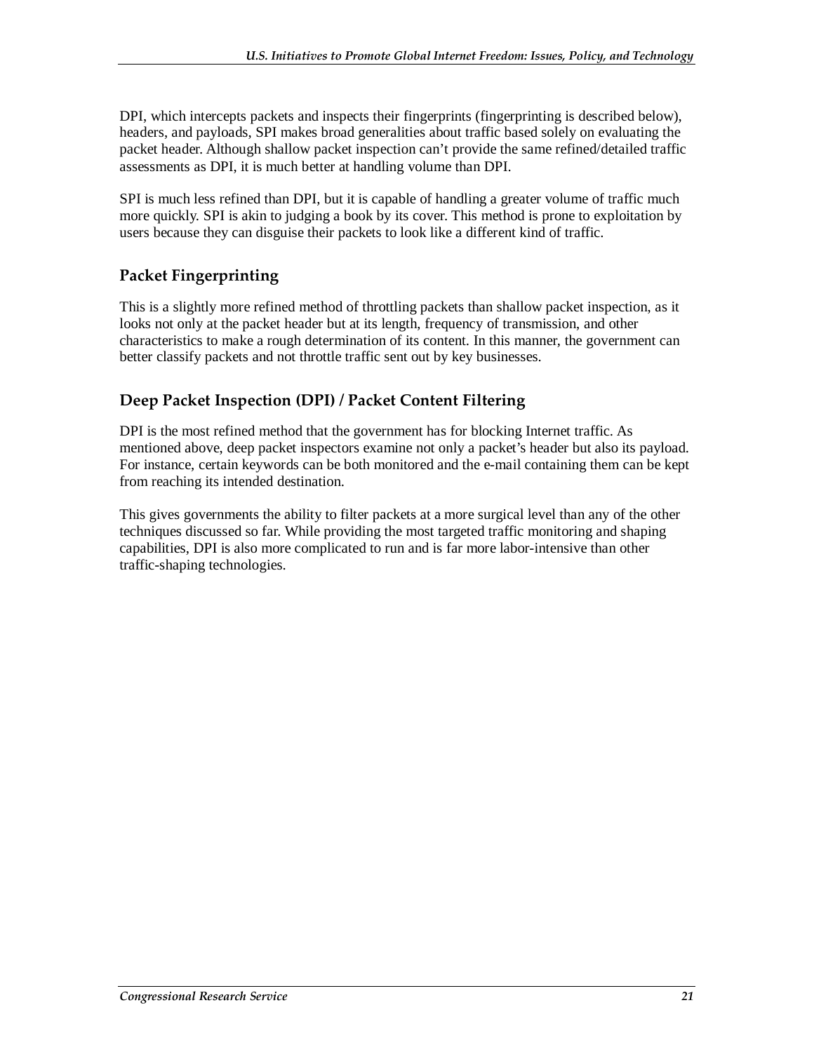DPI, which intercepts packets and inspects their fingerprints (fingerprinting is described below), headers, and payloads, SPI makes broad generalities about traffic based solely on evaluating the packet header. Although shallow packet inspection can't provide the same refined/detailed traffic assessments as DPI, it is much better at handling volume than DPI.

SPI is much less refined than DPI, but it is capable of handling a greater volume of traffic much more quickly. SPI is akin to judging a book by its cover. This method is prone to exploitation by users because they can disguise their packets to look like a different kind of traffic.

### Packet Fingerprinting

This is a slightly more refined method of throttling packets than shallow packet inspection, as it looks not only at the packet header but at its length, frequency of transmission, and other characteristics to make a rough determination of its content. In this manner, the government can better classify packets and not throttle traffic sent out by key businesses.

### Deep Packet Inspection (DPI) / Packet Content Filtering

DPI is the most refined method that the government has for blocking Internet traffic. As mentioned above, deep packet inspectors examine not only a packet's header but also its payload. For instance, certain keywords can be both monitored and the e-mail containing them can be kept from reaching its intended destination.

This gives governments the ability to filter packets at a more surgical level than any of the other techniques discussed so far. While providing the most targeted traffic monitoring and shaping capabilities, DPI is also more complicated to run and is far more labor-intensive than other traffic-shaping technologies.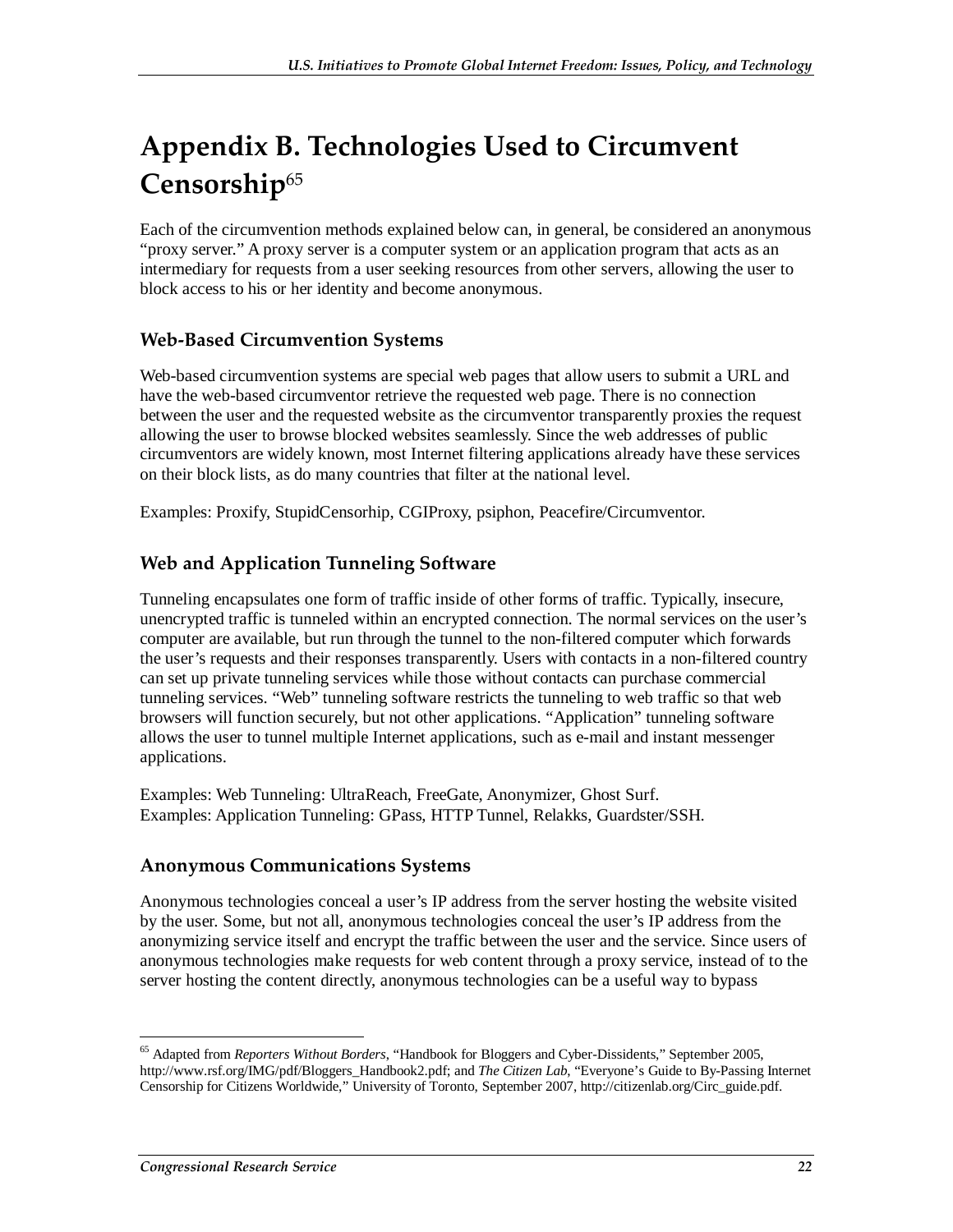# Appendix B. Technologies Used to Circumvent Censorship[65]

Each of the circumvention methods explained below can, in general, be considered an anonymous "proxy server." A proxy server is a computer system or an application program that acts as an intermediary for requests from a user seeking resources from other servers, allowing the user to block access to his or her identity and become anonymous.

## Web-Based Circumvention Systems

Web-based circumvention systems are special web pages that allow users to submit a URL and have the web-based circumventor retrieve the requested web page. There is no connection between the user and the requested website as the circumventor transparently proxies the request allowing the user to browse blocked websites seamlessly. Since the web addresses of public circumventors are widely known, most Internet filtering applications already have these services on their block lists, as do many countries that filter at the national level.

Examples: Proxify, StupidCensorhip, CGIProxy, psiphon, Peacefire/Circumventor.

## Web and Application Tunneling Software

Tunneling encapsulates one form of traffic inside of other forms of traffic. Typically, insecure, unencrypted traffic is tunneled within an encrypted connection. The normal services on the user's computer are available, but run through the tunnel to the non-filtered computer which forwards the user's requests and their responses transparently. Users with contacts in a non-filtered country can set up private tunneling services while those without contacts can purchase commercial tunneling services. "Web" tunneling software restricts the tunneling to web traffic so that web browsers will function securely, but not other applications. "Application" tunneling software allows the user to tunnel multiple Internet applications, such as e-mail and instant messenger applications.

Examples: Web Tunneling: UltraReach, FreeGate, Anonymizer, Ghost Surf.
Examples: Application Tunneling: GPass, HTTP Tunnel, Relakks, Guardster/SSH.

## Anonymous Communications Systems

Anonymous technologies conceal a user's IP address from the server hosting the website visited by the user. Some, but not all, anonymous technologies conceal the user's IP address from the anonymizing service itself and encrypt the traffic between the user and the service. Since users of anonymous technologies make requests for web content through a proxy service, instead of to the server hosting the content directly, anonymous technologies can be a useful way to bypass

---

[65] Adapted from *Reporters Without Borders*, "Handbook for Bloggers and Cyber-Dissidents," September 2005, http://www.rsf.org/IMG/pdf/Bloggers_Handbook2.pdf; and *The Citizen Lab*, "Everyone's Guide to By-Passing Internet Censorship for Citizens Worldwide," University of Toronto, September 2007, http://citizenlab.org/Circ_guide.pdf.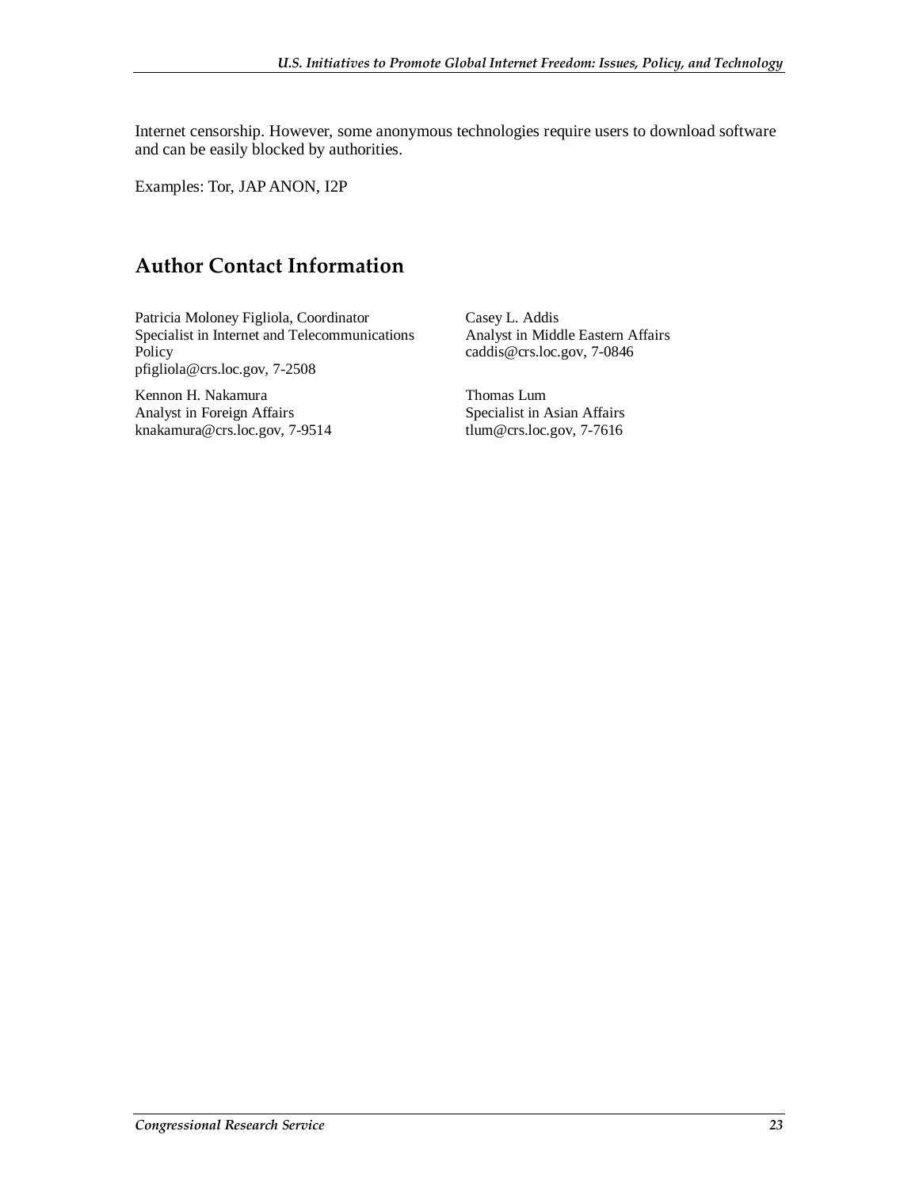Internet censorship. However, some anonymous technologies require users to download software and can be easily blocked by authorities.

Examples: Tor, JAP ANON, I2P

## Author Contact Information

Patricia Moloney Figliola, Coordinator
Specialist in Internet and Telecommunications Policy
pfigliola@crs.loc.gov, 7-2508

Casey L. Addis
Analyst in Middle Eastern Affairs
caddis@crs.loc.gov, 7-0846

Kennon H. Nakamura
Analyst in Foreign Affairs
knakamura@crs.loc.gov, 7-9514

Thomas Lum
Specialist in Asian Affairs
tlum@crs.loc.gov, 7-7616